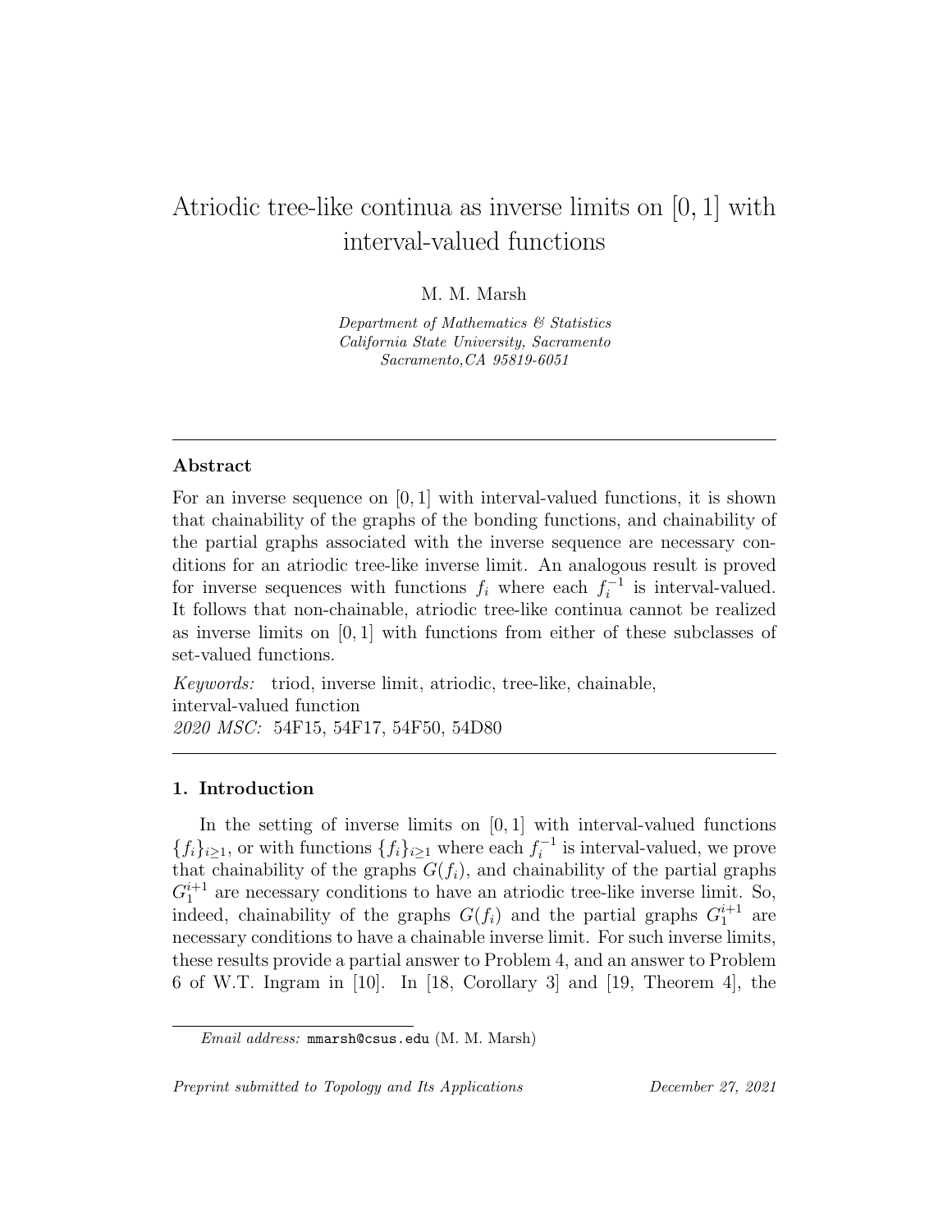# Atriodic tree-like continua as inverse limits on $[0, 1]$ with interval-valued functions

M. M. Marsh

*Department of Mathematics & Statistics*
*California State University, Sacramento*
*Sacramento,CA 95819-6051*

---

## Abstract

For an inverse sequence on $[0, 1]$ with interval-valued functions, it is shown that chainability of the graphs of the bonding functions, and chainability of the partial graphs associated with the inverse sequence are necessary conditions for an atriodic tree-like inverse limit. An analogous result is proved for inverse sequences with functions $f_i$ where each $f_i^{-1}$ is interval-valued. It follows that non-chainable, atriodic tree-like continua cannot be realized as inverse limits on $[0, 1]$ with functions from either of these subclasses of set-valued functions.

*Keywords:* triod, inverse limit, atriodic, tree-like, chainable, interval-valued function
*2020 MSC:* 54F15, 54F17, 54F50, 54D80

---

## 1. Introduction

In the setting of inverse limits on $[0, 1]$ with interval-valued functions $\{f_i\}_{i\geq 1}$, or with functions $\{f_i\}_{i\geq 1}$ where each $f_i^{-1}$ is interval-valued, we prove that chainability of the graphs $G(f_i)$, and chainability of the partial graphs $G_1^{i+1}$ are necessary conditions to have an atriodic tree-like inverse limit. So, indeed, chainability of the graphs $G(f_i)$ and the partial graphs $G_1^{i+1}$ are necessary conditions to have a chainable inverse limit. For such inverse limits, these results provide a partial answer to Problem 4, and an answer to Problem 6 of W.T. Ingram in [10]. In [18, Corollary 3] and [19, Theorem 4], the

---

*Email address:* `mmarsh@csus.edu` (M. M. Marsh)

*Preprint submitted to Topology and Its Applications* *December 27, 2021*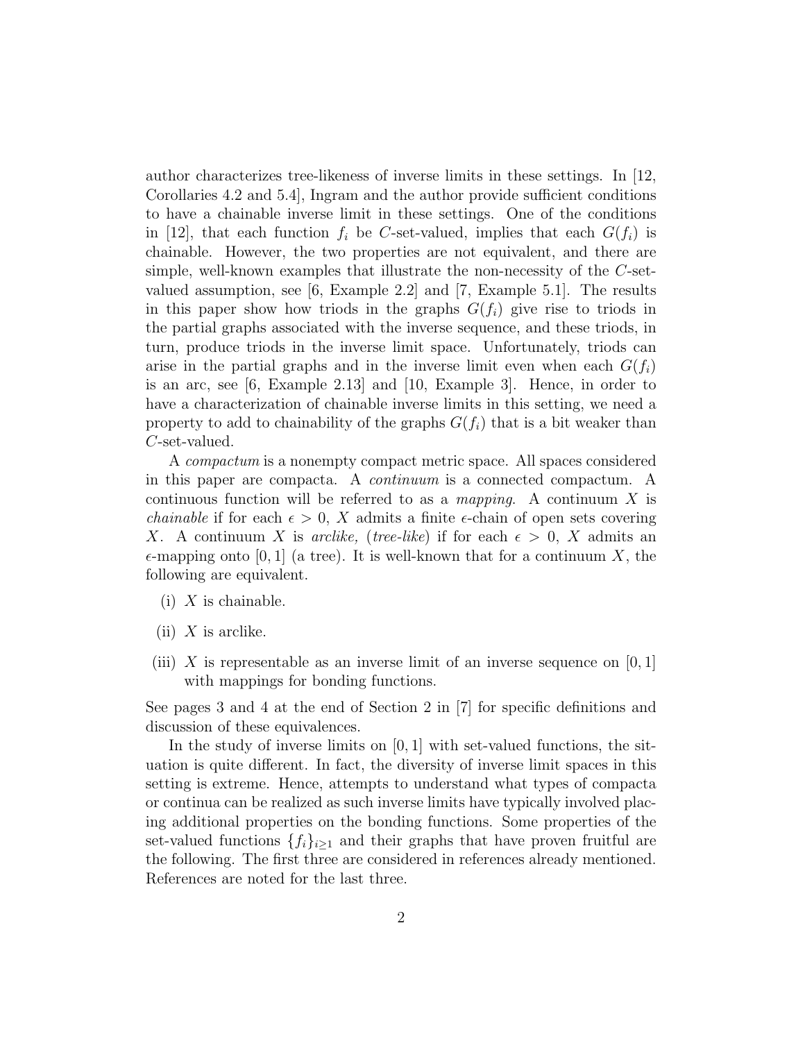author characterizes tree-likeness of inverse limits in these settings. In [12, Corollaries 4.2 and 5.4], Ingram and the author provide sufficient conditions to have a chainable inverse limit in these settings. One of the conditions in [12], that each function $f_i$ be $C$-set-valued, implies that each $G(f_i)$ is chainable. However, the two properties are not equivalent, and there are simple, well-known examples that illustrate the non-necessity of the $C$-set-valued assumption, see [6, Example 2.2] and [7, Example 5.1]. The results in this paper show how triods in the graphs $G(f_i)$ give rise to triods in the partial graphs associated with the inverse sequence, and these triods, in turn, produce triods in the inverse limit space. Unfortunately, triods can arise in the partial graphs and in the inverse limit even when each $G(f_i)$ is an arc, see [6, Example 2.13] and [10, Example 3]. Hence, in order to have a characterization of chainable inverse limits in this setting, we need a property to add to chainability of the graphs $G(f_i)$ that is a bit weaker than $C$-set-valued.

A *compactum* is a nonempty compact metric space. All spaces considered in this paper are compacta. A *continuum* is a connected compactum. A continuous function will be referred to as a *mapping*. A continuum $X$ is *chainable* if for each $\epsilon > 0$, $X$ admits a finite $\epsilon$-chain of open sets covering $X$. A continuum $X$ is *arclike,* (*tree-like*) if for each $\epsilon > 0$, $X$ admits an $\epsilon$-mapping onto $[0, 1]$ (a tree). It is well-known that for a continuum $X$, the following are equivalent.

(i) $X$ is chainable.

(ii) $X$ is arclike.

(iii) $X$ is representable as an inverse limit of an inverse sequence on $[0, 1]$ with mappings for bonding functions.

See pages 3 and 4 at the end of Section 2 in [7] for specific definitions and discussion of these equivalences.

In the study of inverse limits on $[0, 1]$ with set-valued functions, the situation is quite different. In fact, the diversity of inverse limit spaces in this setting is extreme. Hence, attempts to understand what types of compacta or continua can be realized as such inverse limits have typically involved placing additional properties on the bonding functions. Some properties of the set-valued functions $\{f_i\}_{i\geq 1}$ and their graphs that have proven fruitful are the following. The first three are considered in references already mentioned. References are noted for the last three.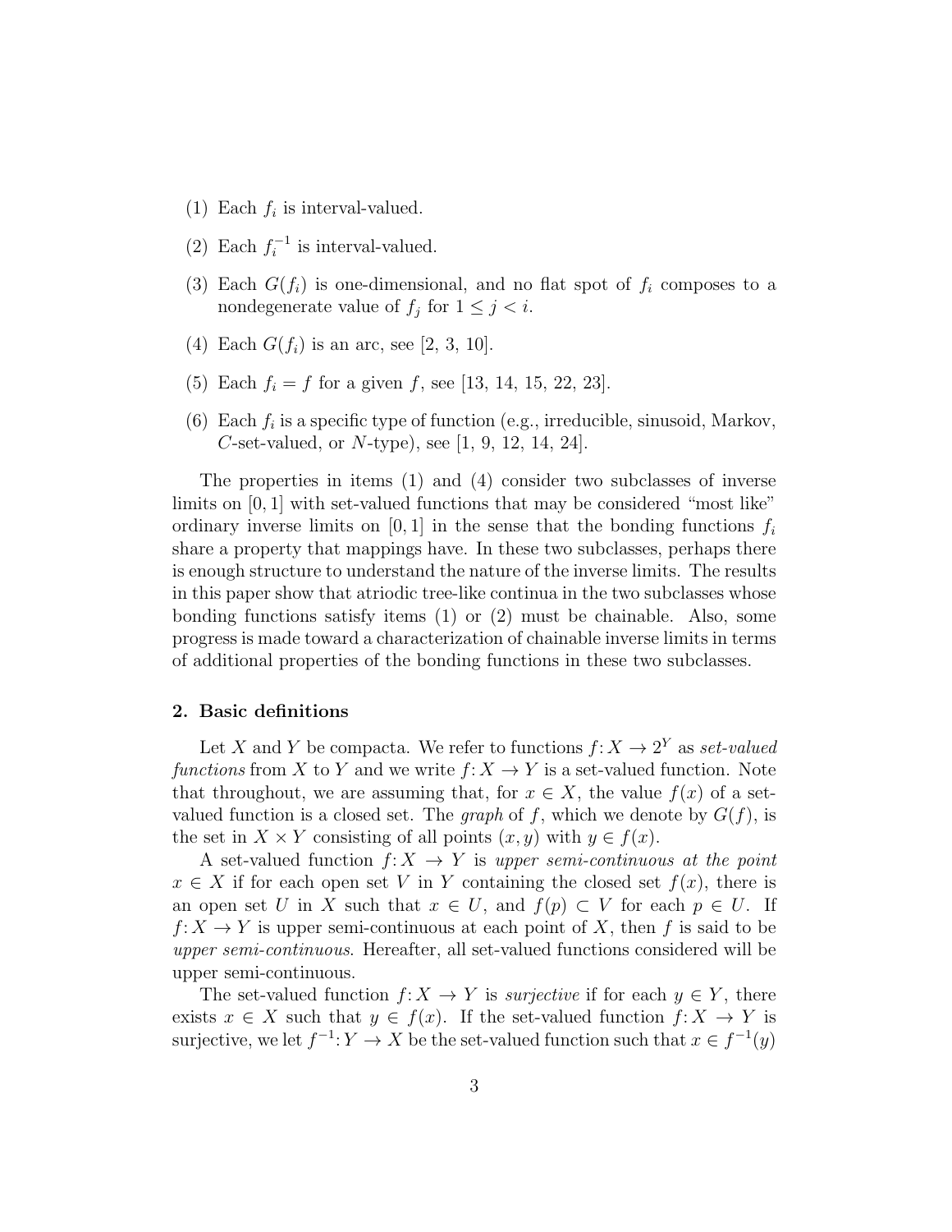(1) Each $f_i$ is interval-valued.

(2) Each $f_i^{-1}$ is interval-valued.

(3) Each $G(f_i)$ is one-dimensional, and no flat spot of $f_i$ composes to a nondegenerate value of $f_j$ for $1 \leq j < i$.

(4) Each $G(f_i)$ is an arc, see [2, 3, 10].

(5) Each $f_i = f$ for a given $f$, see [13, 14, 15, 22, 23].

(6) Each $f_i$ is a specific type of function (e.g., irreducible, sinusoid, Markov, $C$-set-valued, or $N$-type), see [1, 9, 12, 14, 24].

The properties in items (1) and (4) consider two subclasses of inverse limits on $[0, 1]$ with set-valued functions that may be considered "most like" ordinary inverse limits on $[0, 1]$ in the sense that the bonding functions $f_i$ share a property that mappings have. In these two subclasses, perhaps there is enough structure to understand the nature of the inverse limits. The results in this paper show that atriodic tree-like continua in the two subclasses whose bonding functions satisfy items (1) or (2) must be chainable. Also, some progress is made toward a characterization of chainable inverse limits in terms of additional properties of the bonding functions in these two subclasses.

## 2. Basic definitions

Let $X$ and $Y$ be compacta. We refer to functions $f: X \to 2^Y$ as *set-valued functions* from $X$ to $Y$ and we write $f: X \to Y$ is a set-valued function. Note that throughout, we are assuming that, for $x \in X$, the value $f(x)$ of a set-valued function is a closed set. The *graph* of $f$, which we denote by $G(f)$, is the set in $X \times Y$ consisting of all points $(x, y)$ with $y \in f(x)$.

A set-valued function $f: X \to Y$ is *upper semi-continuous at the point* $x \in X$ if for each open set $V$ in $Y$ containing the closed set $f(x)$, there is an open set $U$ in $X$ such that $x \in U$, and $f(p) \subset V$ for each $p \in U$. If $f: X \to Y$ is upper semi-continuous at each point of $X$, then $f$ is said to be *upper semi-continuous*. Hereafter, all set-valued functions considered will be upper semi-continuous.

The set-valued function $f: X \to Y$ is *surjective* if for each $y \in Y$, there exists $x \in X$ such that $y \in f(x)$. If the set-valued function $f: X \to Y$ is surjective, we let $f^{-1}: Y \to X$ be the set-valued function such that $x \in f^{-1}(y)$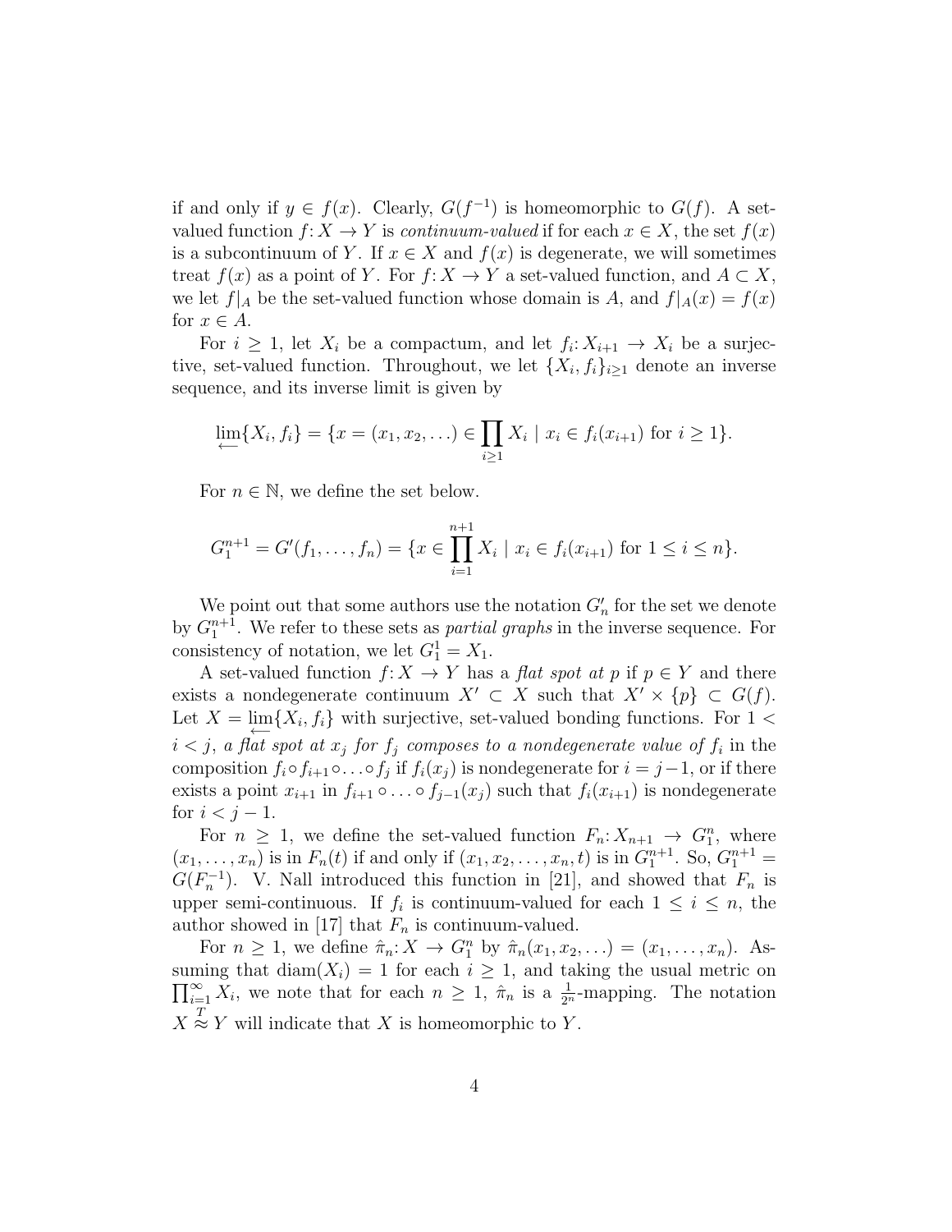if and only if $y \in f(x)$. Clearly, $G(f^{-1})$ is homeomorphic to $G(f)$. A set-valued function $f\colon X \to Y$ is *continuum-valued* if for each $x \in X$, the set $f(x)$ is a subcontinuum of $Y$. If $x \in X$ and $f(x)$ is degenerate, we will sometimes treat $f(x)$ as a point of $Y$. For $f\colon X \to Y$ a set-valued function, and $A \subset X$, we let $f|_A$ be the set-valued function whose domain is $A$, and $f|_A(x) = f(x)$ for $x \in A$.

For $i \geq 1$, let $X_i$ be a compactum, and let $f_i\colon X_{i+1} \to X_i$ be a surjective, set-valued function. Throughout, we let $\{X_i, f_i\}_{i\geq 1}$ denote an inverse sequence, and its inverse limit is given by

$$\varprojlim\{X_i, f_i\} = \{x = (x_1, x_2, \ldots) \in \prod_{i\geq 1} X_i \mid x_i \in f_i(x_{i+1}) \text{ for } i \geq 1\}.$$

For $n \in \mathbb{N}$, we define the set below.

$$G_1^{n+1} = G'(f_1, \ldots, f_n) = \{x \in \prod_{i=1}^{n+1} X_i \mid x_i \in f_i(x_{i+1}) \text{ for } 1 \leq i \leq n\}.$$

We point out that some authors use the notation $G'_n$ for the set we denote by $G_1^{n+1}$. We refer to these sets as *partial graphs* in the inverse sequence. For consistency of notation, we let $G_1^1 = X_1$.

A set-valued function $f\colon X \to Y$ has a *flat spot at* $p$ if $p \in Y$ and there exists a nondegenerate continuum $X' \subset X$ such that $X' \times \{p\} \subset G(f)$. Let $X = \varprojlim\{X_i, f_i\}$ with surjective, set-valued bonding functions. For $1 < i < j$, *a flat spot at $x_j$ for $f_j$ composes to a nondegenerate value of $f_i$* in the composition $f_i \circ f_{i+1} \circ \ldots \circ f_j$ if $f_i(x_j)$ is nondegenerate for $i = j-1$, or if there exists a point $x_{i+1}$ in $f_{i+1} \circ \ldots \circ f_{j-1}(x_j)$ such that $f_i(x_{i+1})$ is nondegenerate for $i < j-1$.

For $n \geq 1$, we define the set-valued function $F_n\colon X_{n+1} \to G_1^n$, where $(x_1, \ldots, x_n)$ is in $F_n(t)$ if and only if $(x_1, x_2, \ldots, x_n, t)$ is in $G_1^{n+1}$. So, $G_1^{n+1} = G(F_n^{-1})$. V. Nall introduced this function in [21], and showed that $F_n$ is upper semi-continuous. If $f_i$ is continuum-valued for each $1 \leq i \leq n$, the author showed in [17] that $F_n$ is continuum-valued.

For $n \geq 1$, we define $\hat{\pi}_n\colon X \to G_1^n$ by $\hat{\pi}_n(x_1, x_2, \ldots) = (x_1, \ldots, x_n)$. Assuming that $\text{diam}(X_i) = 1$ for each $i \geq 1$, and taking the usual metric on $\prod_{i=1}^{\infty} X_i$, we note that for each $n \geq 1$, $\hat{\pi}_n$ is a $\frac{1}{2^n}$-mapping. The notation $X \overset{T}{\approx} Y$ will indicate that $X$ is homeomorphic to $Y$.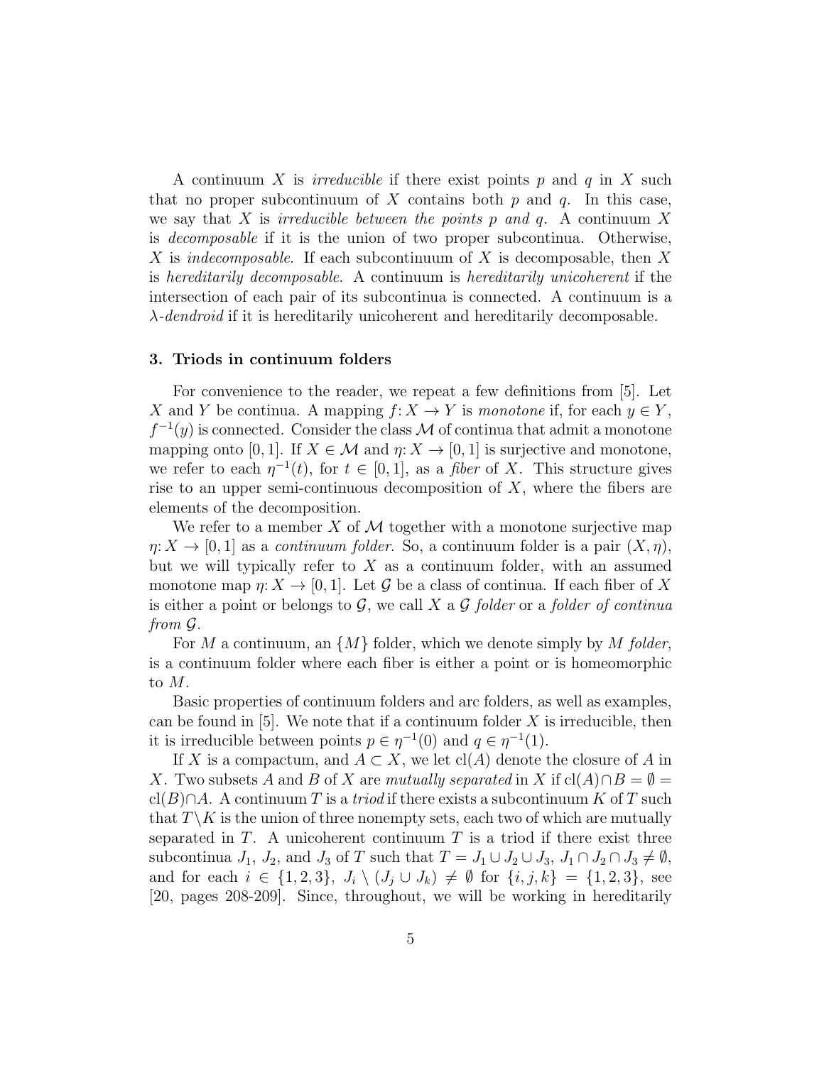A continuum $X$ is *irreducible* if there exist points $p$ and $q$ in $X$ such that no proper subcontinuum of $X$ contains both $p$ and $q$. In this case, we say that $X$ is *irreducible between the points* $p$ *and* $q$. A continuum $X$ is *decomposable* if it is the union of two proper subcontinua. Otherwise, $X$ is *indecomposable*. If each subcontinuum of $X$ is decomposable, then $X$ is *hereditarily decomposable*. A continuum is *hereditarily unicoherent* if the intersection of each pair of its subcontinua is connected. A continuum is a $\lambda$*-dendroid* if it is hereditarily unicoherent and hereditarily decomposable.

## 3. Triods in continuum folders

For convenience to the reader, we repeat a few definitions from [5]. Let $X$ and $Y$ be continua. A mapping $f\colon X \to Y$ is *monotone* if, for each $y \in Y$, $f^{-1}(y)$ is connected. Consider the class $\mathcal{M}$ of continua that admit a monotone mapping onto $[0,1]$. If $X \in \mathcal{M}$ and $\eta\colon X \to [0,1]$ is surjective and monotone, we refer to each $\eta^{-1}(t)$, for $t \in [0,1]$, as a *fiber* of $X$. This structure gives rise to an upper semi-continuous decomposition of $X$, where the fibers are elements of the decomposition.

We refer to a member $X$ of $\mathcal{M}$ together with a monotone surjective map $\eta\colon X \to [0,1]$ as a *continuum folder*. So, a continuum folder is a pair $(X,\eta)$, but we will typically refer to $X$ as a continuum folder, with an assumed monotone map $\eta\colon X \to [0,1]$. Let $\mathcal{G}$ be a class of continua. If each fiber of $X$ is either a point or belongs to $\mathcal{G}$, we call $X$ a $\mathcal{G}$ *folder* or a *folder of continua from* $\mathcal{G}$.

For $M$ a continuum, an $\{M\}$ folder, which we denote simply by $M$ *folder*, is a continuum folder where each fiber is either a point or is homeomorphic to $M$.

Basic properties of continuum folders and arc folders, as well as examples, can be found in [5]. We note that if a continuum folder $X$ is irreducible, then it is irreducible between points $p \in \eta^{-1}(0)$ and $q \in \eta^{-1}(1)$.

If $X$ is a compactum, and $A \subset X$, we let $\mathrm{cl}(A)$ denote the closure of $A$ in $X$. Two subsets $A$ and $B$ of $X$ are *mutually separated* in $X$ if $\mathrm{cl}(A) \cap B = \emptyset = \mathrm{cl}(B) \cap A$. A continuum $T$ is a *triod* if there exists a subcontinuum $K$ of $T$ such that $T \setminus K$ is the union of three nonempty sets, each two of which are mutually separated in $T$. A unicoherent continuum $T$ is a triod if there exist three subcontinua $J_1$, $J_2$, and $J_3$ of $T$ such that $T = J_1 \cup J_2 \cup J_3$, $J_1 \cap J_2 \cap J_3 \neq \emptyset$, and for each $i \in \{1,2,3\}$, $J_i \setminus (J_j \cup J_k) \neq \emptyset$ for $\{i,j,k\} = \{1,2,3\}$, see [20, pages 208-209]. Since, throughout, we will be working in hereditarily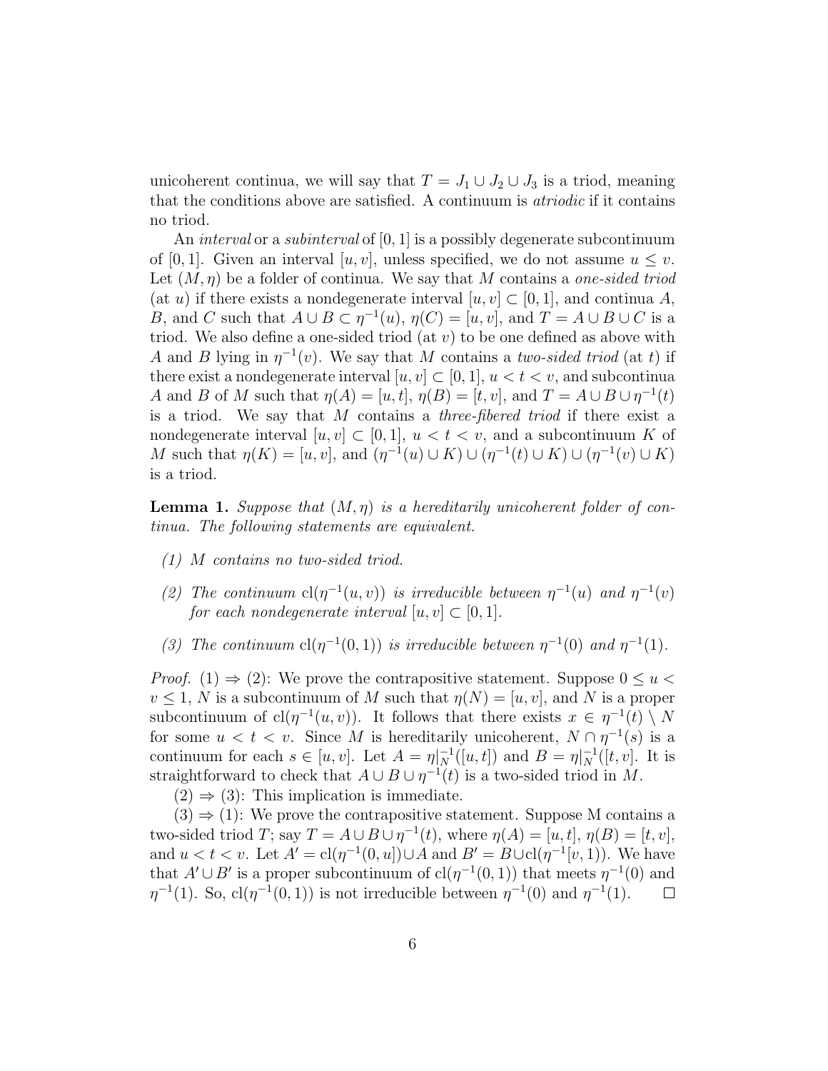unicoherent continua, we will say that $T = J_1 \cup J_2 \cup J_3$ is a triod, meaning that the conditions above are satisfied. A continuum is *atriodic* if it contains no triod.

An *interval* or a *subinterval* of $[0, 1]$ is a possibly degenerate subcontinuum of $[0, 1]$. Given an interval $[u, v]$, unless specified, we do not assume $u \leq v$. Let $(M, \eta)$ be a folder of continua. We say that $M$ contains a *one-sided triod* (at $u$) if there exists a nondegenerate interval $[u, v] \subset [0, 1]$, and continua $A$, $B$, and $C$ such that $A \cup B \subset \eta^{-1}(u)$, $\eta(C) = [u, v]$, and $T = A \cup B \cup C$ is a triod. We also define a one-sided triod (at $v$) to be one defined as above with $A$ and $B$ lying in $\eta^{-1}(v)$. We say that $M$ contains a *two-sided triod* (at $t$) if there exist a nondegenerate interval $[u, v] \subset [0, 1]$, $u < t < v$, and subcontinua $A$ and $B$ of $M$ such that $\eta(A) = [u, t]$, $\eta(B) = [t, v]$, and $T = A \cup B \cup \eta^{-1}(t)$ is a triod. We say that $M$ contains a *three-fibered triod* if there exist a nondegenerate interval $[u, v] \subset [0, 1]$, $u < t < v$, and a subcontinuum $K$ of $M$ such that $\eta(K) = [u, v]$, and $(\eta^{-1}(u) \cup K) \cup (\eta^{-1}(t) \cup K) \cup (\eta^{-1}(v) \cup K)$ is a triod.

**Lemma 1.** *Suppose that $(M, \eta)$ is a hereditarily unicoherent folder of continua. The following statements are equivalent.*

*(1) $M$ contains no two-sided triod.*

*(2) The continuum $\text{cl}(\eta^{-1}(u, v))$ is irreducible between $\eta^{-1}(u)$ and $\eta^{-1}(v)$ for each nondegenerate interval $[u, v] \subset [0, 1]$.*

*(3) The continuum $\text{cl}(\eta^{-1}(0, 1))$ is irreducible between $\eta^{-1}(0)$ and $\eta^{-1}(1)$.*

*Proof.* (1) $\Rightarrow$ (2): We prove the contrapositive statement. Suppose $0 \leq u < v \leq 1$, $N$ is a subcontinuum of $M$ such that $\eta(N) = [u, v]$, and $N$ is a proper subcontinuum of $\text{cl}(\eta^{-1}(u, v))$. It follows that there exists $x \in \eta^{-1}(t) \setminus N$ for some $u < t < v$. Since $M$ is hereditarily unicoherent, $N \cap \eta^{-1}(s)$ is a continuum for each $s \in [u, v]$. Let $A = \eta|_N^{-1}([u, t])$ and $B = \eta|_N^{-1}([t, v]$. It is straightforward to check that $A \cup B \cup \eta^{-1}(t)$ is a two-sided triod in $M$.

(2) $\Rightarrow$ (3): This implication is immediate.

(3) $\Rightarrow$ (1): We prove the contrapositive statement. Suppose M contains a two-sided triod $T$; say $T = A \cup B \cup \eta^{-1}(t)$, where $\eta(A) = [u, t]$, $\eta(B) = [t, v]$, and $u < t < v$. Let $A' = \text{cl}(\eta^{-1}(0, u]) \cup A$ and $B' = B \cup \text{cl}(\eta^{-1}[v, 1))$. We have that $A' \cup B'$ is a proper subcontinuum of $\text{cl}(\eta^{-1}(0, 1))$ that meets $\eta^{-1}(0)$ and $\eta^{-1}(1)$. So, $\text{cl}(\eta^{-1}(0, 1))$ is not irreducible between $\eta^{-1}(0)$ and $\eta^{-1}(1)$. $\square$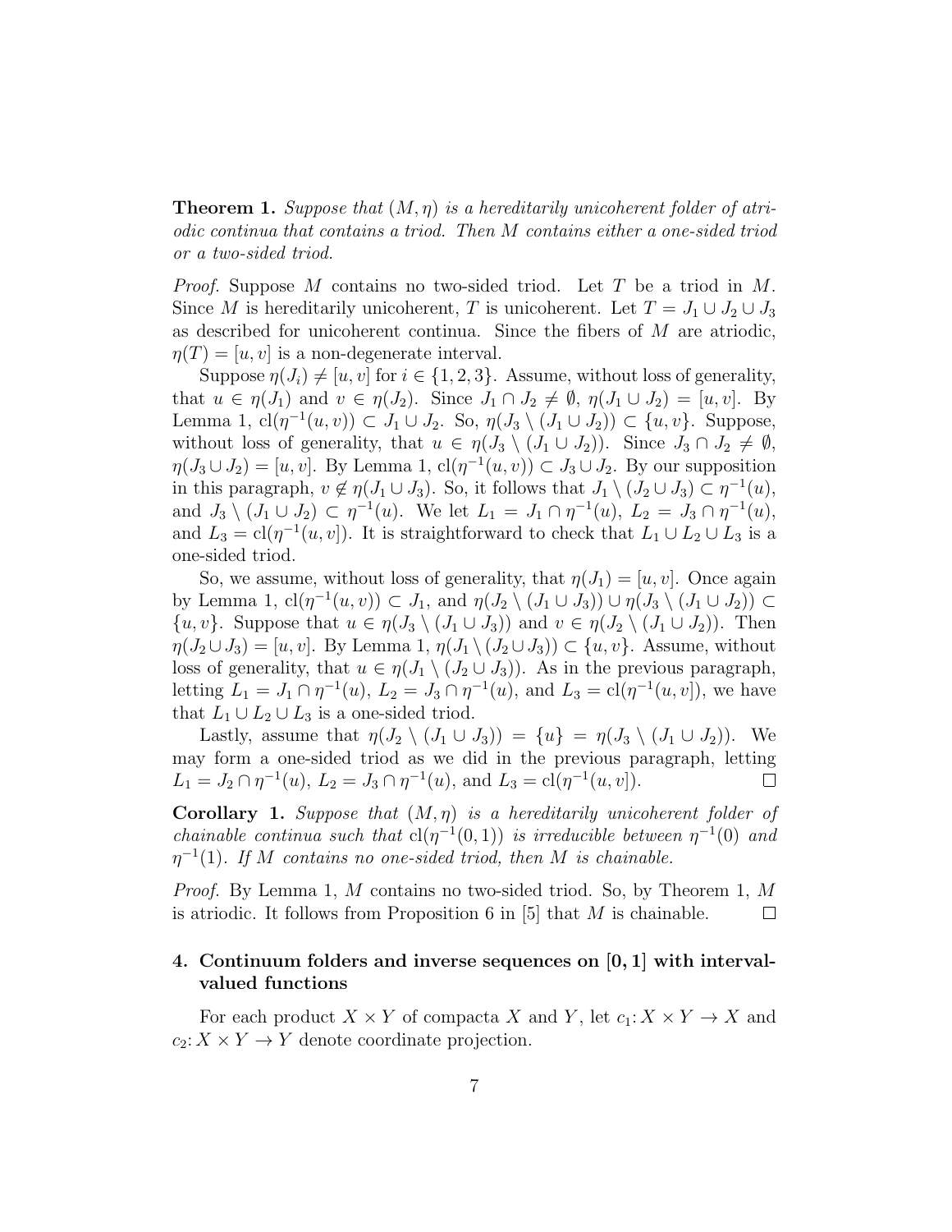**Theorem 1.** *Suppose that $(M, \eta)$ is a hereditarily unicoherent folder of atriodic continua that contains a triod. Then $M$ contains either a one-sided triod or a two-sided triod.*

*Proof.* Suppose $M$ contains no two-sided triod. Let $T$ be a triod in $M$. Since $M$ is hereditarily unicoherent, $T$ is unicoherent. Let $T = J_1 \cup J_2 \cup J_3$ as described for unicoherent continua. Since the fibers of $M$ are atriodic, $\eta(T) = [u, v]$ is a non-degenerate interval.

Suppose $\eta(J_i) \neq [u, v]$ for $i \in \{1, 2, 3\}$. Assume, without loss of generality, that $u \in \eta(J_1)$ and $v \in \eta(J_2)$. Since $J_1 \cap J_2 \neq \emptyset$, $\eta(J_1 \cup J_2) = [u, v]$. By Lemma 1, $\mathrm{cl}(\eta^{-1}(u, v)) \subset J_1 \cup J_2$. So, $\eta(J_3 \setminus (J_1 \cup J_2)) \subset \{u, v\}$. Suppose, without loss of generality, that $u \in \eta(J_3 \setminus (J_1 \cup J_2))$. Since $J_3 \cap J_2 \neq \emptyset$, $\eta(J_3 \cup J_2) = [u, v]$. By Lemma 1, $\mathrm{cl}(\eta^{-1}(u, v)) \subset J_3 \cup J_2$. By our supposition in this paragraph, $v \notin \eta(J_1 \cup J_3)$. So, it follows that $J_1 \setminus (J_2 \cup J_3) \subset \eta^{-1}(u)$, and $J_3 \setminus (J_1 \cup J_2) \subset \eta^{-1}(u)$. We let $L_1 = J_1 \cap \eta^{-1}(u)$, $L_2 = J_3 \cap \eta^{-1}(u)$, and $L_3 = \mathrm{cl}(\eta^{-1}(u, v])$. It is straightforward to check that $L_1 \cup L_2 \cup L_3$ is a one-sided triod.

So, we assume, without loss of generality, that $\eta(J_1) = [u, v]$. Once again by Lemma 1, $\mathrm{cl}(\eta^{-1}(u, v)) \subset J_1$, and $\eta(J_2 \setminus (J_1 \cup J_3)) \cup \eta(J_3 \setminus (J_1 \cup J_2)) \subset \{u, v\}$. Suppose that $u \in \eta(J_3 \setminus (J_1 \cup J_3))$ and $v \in \eta(J_2 \setminus (J_1 \cup J_2))$. Then $\eta(J_2 \cup J_3) = [u, v]$. By Lemma 1, $\eta(J_1 \setminus (J_2 \cup J_3)) \subset \{u, v\}$. Assume, without loss of generality, that $u \in \eta(J_1 \setminus (J_2 \cup J_3))$. As in the previous paragraph, letting $L_1 = J_1 \cap \eta^{-1}(u)$, $L_2 = J_3 \cap \eta^{-1}(u)$, and $L_3 = \mathrm{cl}(\eta^{-1}(u, v])$, we have that $L_1 \cup L_2 \cup L_3$ is a one-sided triod.

Lastly, assume that $\eta(J_2 \setminus (J_1 \cup J_3)) = \{u\} = \eta(J_3 \setminus (J_1 \cup J_2))$. We may form a one-sided triod as we did in the previous paragraph, letting $L_1 = J_2 \cap \eta^{-1}(u)$, $L_2 = J_3 \cap \eta^{-1}(u)$, and $L_3 = \mathrm{cl}(\eta^{-1}(u, v])$. □

**Corollary 1.** *Suppose that $(M, \eta)$ is a hereditarily unicoherent folder of chainable continua such that $\mathrm{cl}(\eta^{-1}(0, 1))$ is irreducible between $\eta^{-1}(0)$ and $\eta^{-1}(1)$. If $M$ contains no one-sided triod, then $M$ is chainable.*

*Proof.* By Lemma 1, $M$ contains no two-sided triod. So, by Theorem 1, $M$ is atriodic. It follows from Proposition 6 in [5] that $M$ is chainable. □

## 4. Continuum folders and inverse sequences on $[0, 1]$ with interval-valued functions

For each product $X \times Y$ of compacta $X$ and $Y$, let $c_1 \colon X \times Y \to X$ and $c_2 \colon X \times Y \to Y$ denote coordinate projection.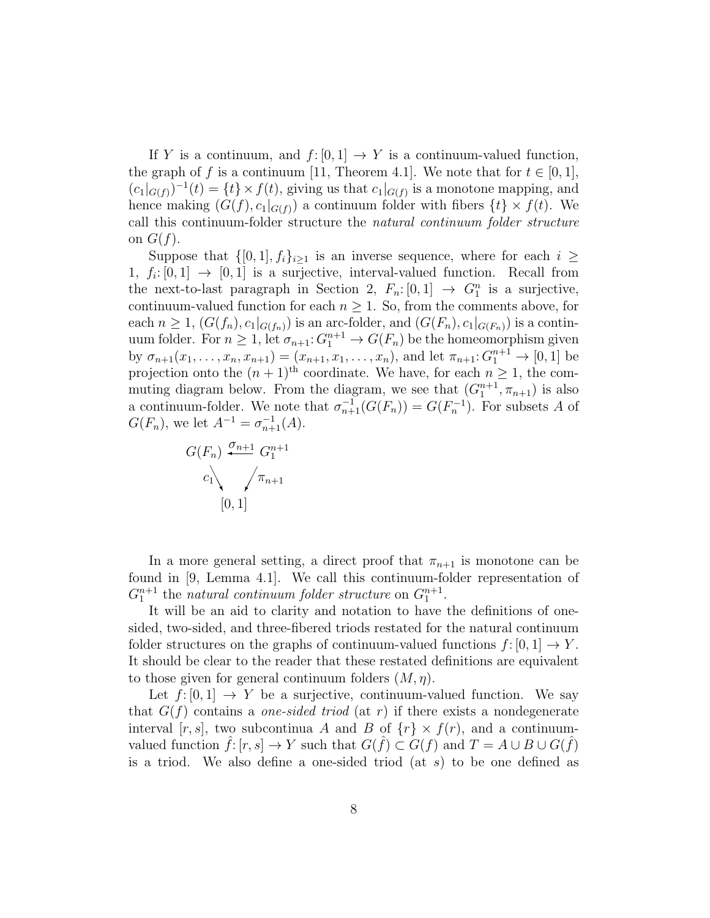If $Y$ is a continuum, and $f\colon[0,1] \to Y$ is a continuum-valued function, the graph of $f$ is a continuum [11, Theorem 4.1]. We note that for $t \in [0,1]$, $(c_1|_{G(f)})^{-1}(t) = \{t\} \times f(t)$, giving us that $c_1|_{G(f)}$ is a monotone mapping, and hence making $(G(f), c_1|_{G(f)})$ a continuum folder with fibers $\{t\} \times f(t)$. We call this continuum-folder structure the *natural continuum folder structure* on $G(f)$.

Suppose that $\{[0,1], f_i\}_{i\geq 1}$ is an inverse sequence, where for each $i \geq 1$, $f_i\colon[0,1] \to [0,1]$ is a surjective, interval-valued function. Recall from the next-to-last paragraph in Section 2, $F_n\colon[0,1] \to G_1^n$ is a surjective, continuum-valued function for each $n \geq 1$. So, from the comments above, for each $n \geq 1$, $(G(f_n), c_1|_{G(f_n)})$ is an arc-folder, and $(G(F_n), c_1|_{G(F_n)})$ is a continuum folder. For $n \geq 1$, let $\sigma_{n+1}\colon G_1^{n+1} \to G(F_n)$ be the homeomorphism given by $\sigma_{n+1}(x_1, \ldots, x_n, x_{n+1}) = (x_{n+1}, x_1, \ldots, x_n)$, and let $\pi_{n+1}\colon G_1^{n+1} \to [0,1]$ be projection onto the $(n+1)^{\text{th}}$ coordinate. We have, for each $n \geq 1$, the commuting diagram below. From the diagram, we see that $(G_1^{n+1}, \pi_{n+1})$ is also a continuum-folder. We note that $\sigma_{n+1}^{-1}(G(F_n)) = G(F_n^{-1})$. For subsets $A$ of $G(F_n)$, we let $A^{-1} = \sigma_{n+1}^{-1}(A)$.

$$
\begin{array}{ccc}
G(F_n) & \xleftarrow{\sigma_{n+1}} & G_1^{n+1} \\
 & {\scriptstyle c_1}\searrow \quad \swarrow{\scriptstyle \pi_{n+1}} & \\
 & [0,1] &
\end{array}
$$

In a more general setting, a direct proof that $\pi_{n+1}$ is monotone can be found in [9, Lemma 4.1]. We call this continuum-folder representation of $G_1^{n+1}$ the *natural continuum folder structure* on $G_1^{n+1}$.

It will be an aid to clarity and notation to have the definitions of one-sided, two-sided, and three-fibered triods restated for the natural continuum folder structures on the graphs of continuum-valued functions $f\colon[0,1] \to Y$. It should be clear to the reader that these restated definitions are equivalent to those given for general continuum folders $(M, \eta)$.

Let $f\colon[0,1] \to Y$ be a surjective, continuum-valued function. We say that $G(f)$ contains a *one-sided triod* (at $r$) if there exists a nondegenerate interval $[r,s]$, two subcontinua $A$ and $B$ of $\{r\} \times f(r)$, and a continuum-valued function $\hat{f}\colon[r,s] \to Y$ such that $G(\hat{f}) \subset G(f)$ and $T = A \cup B \cup G(\hat{f})$ is a triod. We also define a one-sided triod (at $s$) to be one defined as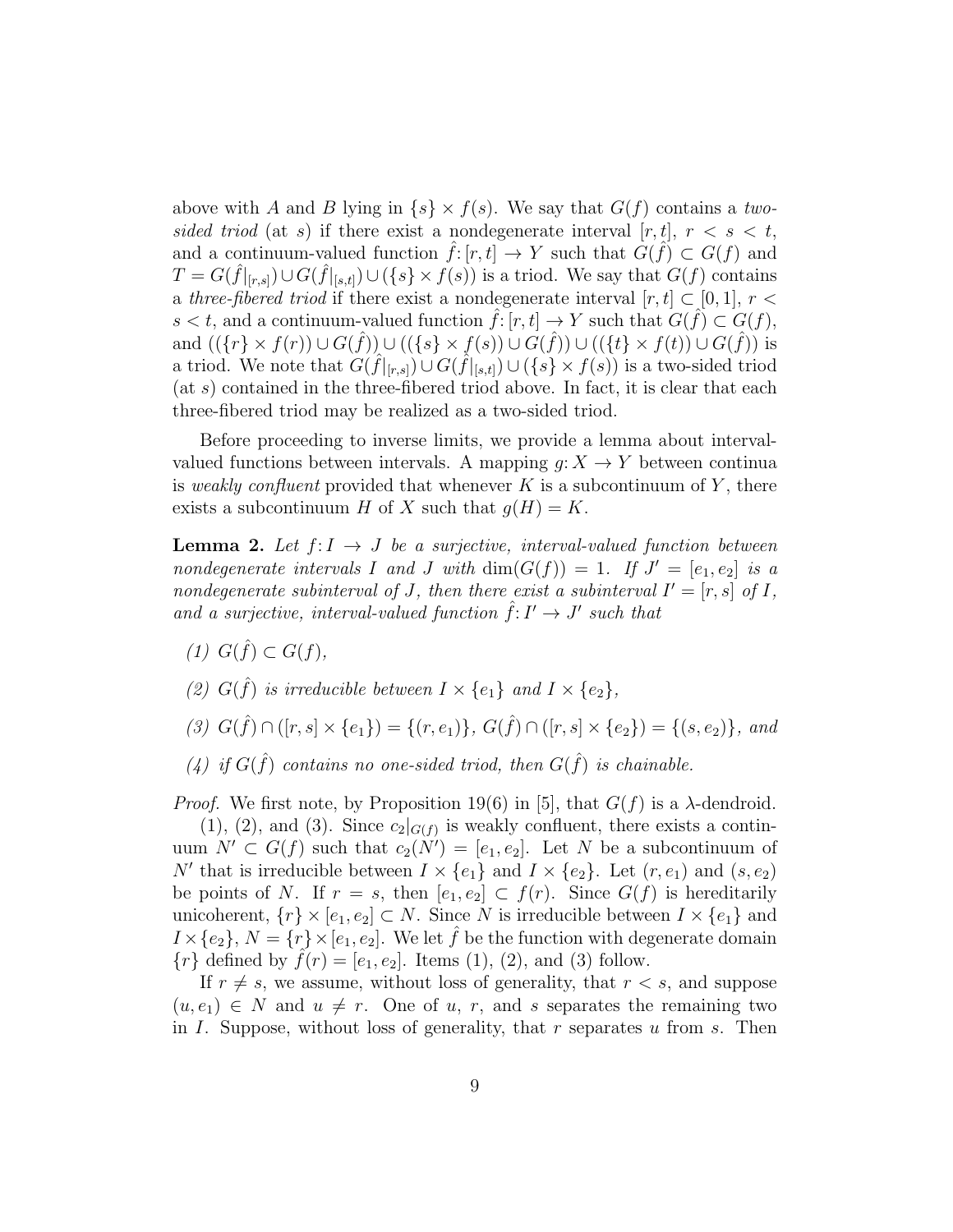above with $A$ and $B$ lying in $\{s\} \times f(s)$. We say that $G(f)$ contains a *two-sided triod* (at $s$) if there exist a nondegenerate interval $[r,t]$, $r < s < t$, and a continuum-valued function $\hat{f}\colon [r,t] \to Y$ such that $G(\hat{f}) \subset G(f)$ and $T = G(\hat{f}|_{[r,s]}) \cup G(\hat{f}|_{[s,t]}) \cup (\{s\} \times f(s))$ is a triod. We say that $G(f)$ contains a *three-fibered triod* if there exist a nondegenerate interval $[r,t] \subset [0,1]$, $r < s < t$, and a continuum-valued function $\hat{f}\colon [r,t] \to Y$ such that $G(\hat{f}) \subset G(f)$, and $((\{r\} \times f(r)) \cup G(\hat{f})) \cup ((\{s\} \times f(s)) \cup G(\hat{f})) \cup ((\{t\} \times f(t)) \cup G(\hat{f}))$ is a triod. We note that $G(\hat{f}|_{[r,s]}) \cup G(\hat{f}|_{[s,t]}) \cup (\{s\} \times f(s))$ is a two-sided triod (at $s$) contained in the three-fibered triod above. In fact, it is clear that each three-fibered triod may be realized as a two-sided triod.

Before proceeding to inverse limits, we provide a lemma about interval-valued functions between intervals. A mapping $g\colon X \to Y$ between continua is *weakly confluent* provided that whenever $K$ is a subcontinuum of $Y$, there exists a subcontinuum $H$ of $X$ such that $g(H) = K$.

**Lemma 2.** *Let $f\colon I \to J$ be a surjective, interval-valued function between nondegenerate intervals $I$ and $J$ with $\dim(G(f)) = 1$. If $J' = [e_1, e_2]$ is a nondegenerate subinterval of $J$, then there exist a subinterval $I' = [r,s]$ of $I$, and a surjective, interval-valued function $\hat{f}\colon I' \to J'$ such that*

*(1) $G(\hat{f}) \subset G(f)$,*

*(2) $G(\hat{f})$ is irreducible between $I \times \{e_1\}$ and $I \times \{e_2\}$,*

*(3) $G(\hat{f}) \cap ([r,s] \times \{e_1\}) = \{(r, e_1)\}$, $G(\hat{f}) \cap ([r,s] \times \{e_2\}) = \{(s, e_2)\}$, and*

*(4) if $G(\hat{f})$ contains no one-sided triod, then $G(\hat{f})$ is chainable.*

*Proof.* We first note, by Proposition 19(6) in [5], that $G(f)$ is a $\lambda$-dendroid.

(1), (2), and (3). Since $c_2|_{G(f)}$ is weakly confluent, there exists a continuum $N' \subset G(f)$ such that $c_2(N') = [e_1, e_2]$. Let $N$ be a subcontinuum of $N'$ that is irreducible between $I \times \{e_1\}$ and $I \times \{e_2\}$. Let $(r, e_1)$ and $(s, e_2)$ be points of $N$. If $r = s$, then $[e_1, e_2] \subset f(r)$. Since $G(f)$ is hereditarily unicoherent, $\{r\} \times [e_1, e_2] \subset N$. Since $N$ is irreducible between $I \times \{e_1\}$ and $I \times \{e_2\}$, $N = \{r\} \times [e_1, e_2]$. We let $\hat{f}$ be the function with degenerate domain $\{r\}$ defined by $\hat{f}(r) = [e_1, e_2]$. Items (1), (2), and (3) follow.

If $r \neq s$, we assume, without loss of generality, that $r < s$, and suppose $(u, e_1) \in N$ and $u \neq r$. One of $u$, $r$, and $s$ separates the remaining two in $I$. Suppose, without loss of generality, that $r$ separates $u$ from $s$. Then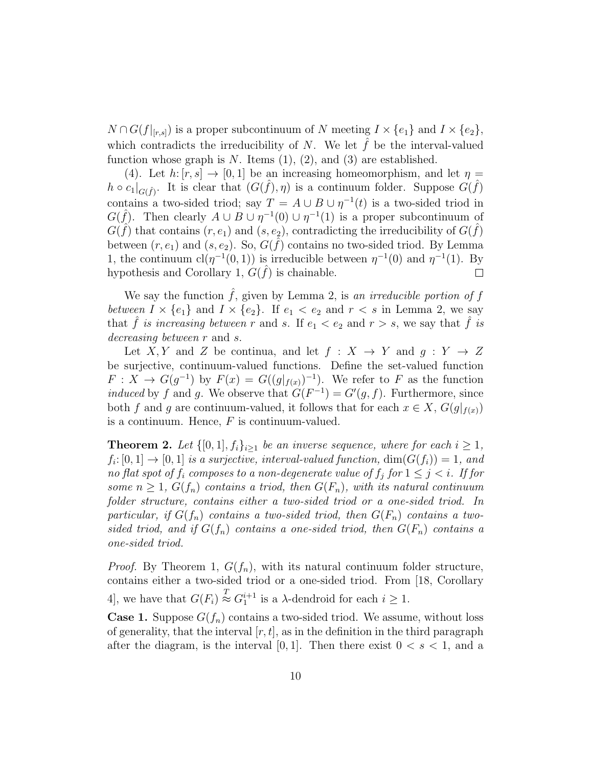$N \cap G(f|_{[r,s]})$ is a proper subcontinuum of $N$ meeting $I \times \{e_1\}$ and $I \times \{e_2\}$, which contradicts the irreducibility of $N$. We let $\hat{f}$ be the interval-valued function whose graph is $N$. Items (1), (2), and (3) are established.

(4). Let $h\colon [r,s] \to [0,1]$ be an increasing homeomorphism, and let $\eta = h \circ c_1|_{G(\hat{f})}$. It is clear that $(G(\hat{f}), \eta)$ is a continuum folder. Suppose $G(\hat{f})$ contains a two-sided triod; say $T = A \cup B \cup \eta^{-1}(t)$ is a two-sided triod in $G(\hat{f})$. Then clearly $A \cup B \cup \eta^{-1}(0) \cup \eta^{-1}(1)$ is a proper subcontinuum of $G(\hat{f})$ that contains $(r, e_1)$ and $(s, e_2)$, contradicting the irreducibility of $G(\hat{f})$ between $(r, e_1)$ and $(s, e_2)$. So, $G(\hat{f})$ contains no two-sided triod. By Lemma 1, the continuum $\mathrm{cl}(\eta^{-1}(0,1))$ is irreducible between $\eta^{-1}(0)$ and $\eta^{-1}(1)$. By hypothesis and Corollary 1, $G(\hat{f})$ is chainable. $\square$

We say the function $\hat{f}$, given by Lemma 2, is *an irreducible portion of $f$ between $I \times \{e_1\}$ and $I \times \{e_2\}$*. If $e_1 < e_2$ and $r < s$ in Lemma 2, we say that *$\hat{f}$ is increasing between* $r$ and $s$. If $e_1 < e_2$ and $r > s$, we say that *$\hat{f}$ is decreasing between* $r$ and $s$.

Let $X, Y$ and $Z$ be continua, and let $f : X \to Y$ and $g : Y \to Z$ be surjective, continuum-valued functions. Define the set-valued function $F : X \to G(g^{-1})$ by $F(x) = G((g|_{f(x)})^{-1})$. We refer to $F$ as the function *induced* by $f$ and $g$. We observe that $G(F^{-1}) = G'(g, f)$. Furthermore, since both $f$ and $g$ are continuum-valued, it follows that for each $x \in X$, $G(g|_{f(x)})$ is a continuum. Hence, $F$ is continuum-valued.

**Theorem 2.** *Let $\{[0,1], f_i\}_{i \geq 1}$ be an inverse sequence, where for each $i \geq 1$, $f_i\colon [0,1] \to [0,1]$ is a surjective, interval-valued function, $\dim(G(f_i)) = 1$, and no flat spot of $f_i$ composes to a non-degenerate value of $f_j$ for $1 \leq j < i$. If for some $n \geq 1$, $G(f_n)$ contains a triod, then $G(F_n)$, with its natural continuum folder structure, contains either a two-sided triod or a one-sided triod. In particular, if $G(f_n)$ contains a two-sided triod, then $G(F_n)$ contains a two-sided triod, and if $G(f_n)$ contains a one-sided triod, then $G(F_n)$ contains a one-sided triod.*

*Proof.* By Theorem 1, $G(f_n)$, with its natural continuum folder structure, contains either a two-sided triod or a one-sided triod. From [18, Corollary 4], we have that $G(F_i) \overset{T}{\approx} G_1^{i+1}$ is a $\lambda$-dendroid for each $i \geq 1$.

**Case 1.** Suppose $G(f_n)$ contains a two-sided triod. We assume, without loss of generality, that the interval $[r, t]$, as in the definition in the third paragraph after the diagram, is the interval $[0, 1]$. Then there exist $0 < s < 1$, and a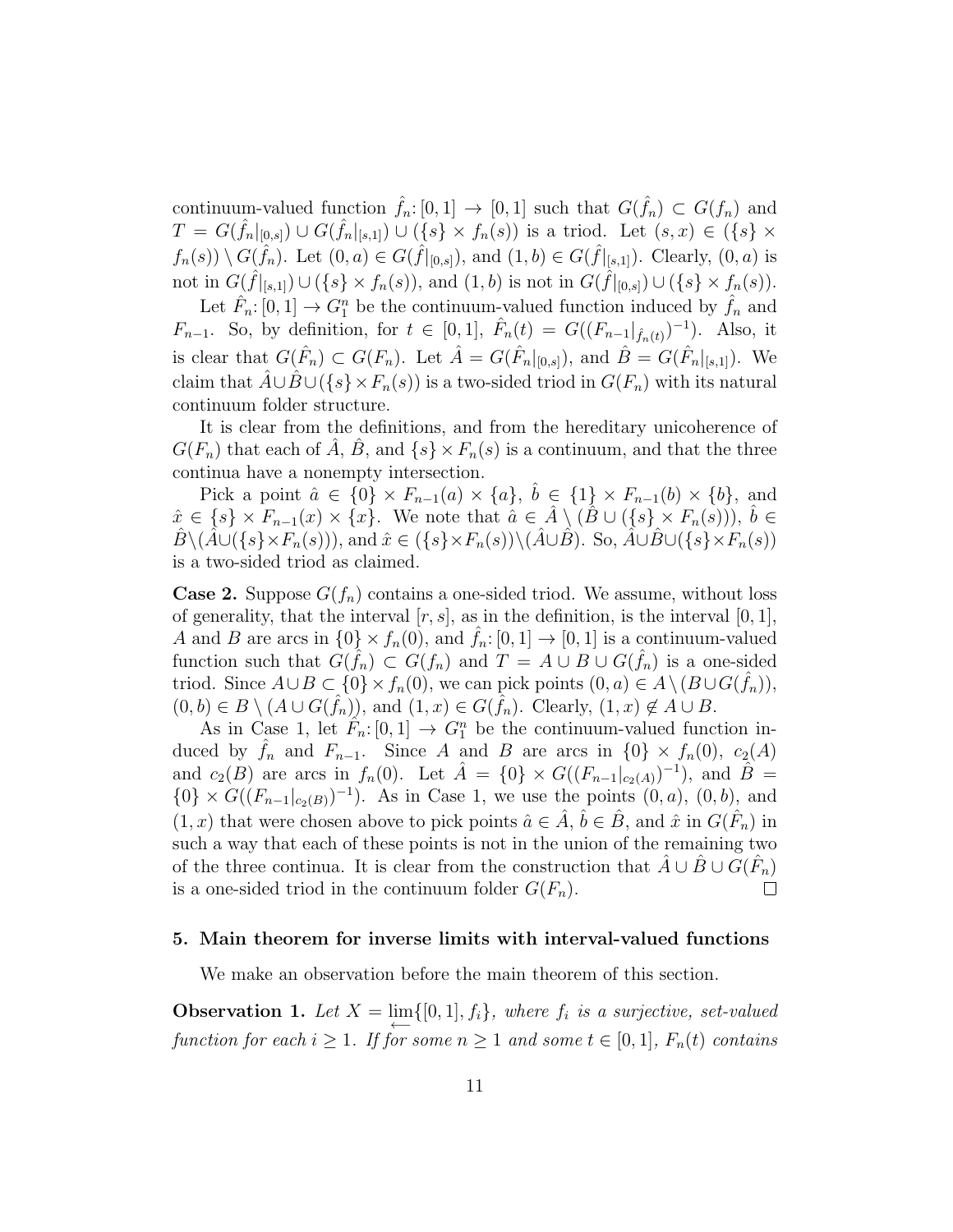continuum-valued function $\hat{f}_n\colon [0,1] \to [0,1]$ such that $G(\hat{f}_n) \subset G(f_n)$ and $T = G(\hat{f}_n|_{[0,s]}) \cup G(\hat{f}_n|_{[s,1]}) \cup (\{s\} \times f_n(s))$ is a triod. Let $(s,x) \in (\{s\} \times f_n(s)) \setminus G(\hat{f}_n)$. Let $(0,a) \in G(\hat{f}|_{[0,s]})$, and $(1,b) \in G(\hat{f}|_{[s,1]})$. Clearly, $(0,a)$ is not in $G(\hat{f}|_{[s,1]}) \cup (\{s\} \times f_n(s))$, and $(1,b)$ is not in $G(\hat{f}|_{[0,s]}) \cup (\{s\} \times f_n(s))$.

Let $\hat{F}_n\colon [0,1] \to G_1^n$ be the continuum-valued function induced by $\hat{f}_n$ and $F_{n-1}$. So, by definition, for $t \in [0,1]$, $\hat{F}_n(t) = G((F_{n-1}|_{\hat{f}_n(t)})^{-1})$. Also, it is clear that $G(\hat{F}_n) \subset G(F_n)$. Let $\hat{A} = G(\hat{F}_n|_{[0,s]})$, and $\hat{B} = G(\hat{F}_n|_{[s,1]})$. We claim that $\hat{A} \cup \hat{B} \cup (\{s\} \times F_n(s))$ is a two-sided triod in $G(F_n)$ with its natural continuum folder structure.

It is clear from the definitions, and from the hereditary unicoherence of $G(F_n)$ that each of $\hat{A}$, $\hat{B}$, and $\{s\} \times F_n(s)$ is a continuum, and that the three continua have a nonempty intersection.

Pick a point $\hat{a} \in \{0\} \times F_{n-1}(a) \times \{a\}$, $\hat{b} \in \{1\} \times F_{n-1}(b) \times \{b\}$, and $\hat{x} \in \{s\} \times F_{n-1}(x) \times \{x\}$. We note that $\hat{a} \in \hat{A} \setminus (\hat{B} \cup (\{s\} \times F_n(s)))$, $\hat{b} \in \hat{B} \setminus (\hat{A} \cup (\{s\} \times F_n(s)))$, and $\hat{x} \in (\{s\} \times F_n(s)) \setminus (\hat{A} \cup \hat{B})$. So, $\hat{A} \cup \hat{B} \cup (\{s\} \times F_n(s))$ is a two-sided triod as claimed.

**Case 2.** Suppose $G(f_n)$ contains a one-sided triod. We assume, without loss of generality, that the interval $[r,s]$, as in the definition, is the interval $[0,1]$, $A$ and $B$ are arcs in $\{0\} \times f_n(0)$, and $\hat{f}_n\colon [0,1] \to [0,1]$ is a continuum-valued function such that $G(\hat{f}_n) \subset G(f_n)$ and $T = A \cup B \cup G(\hat{f}_n)$ is a one-sided triod. Since $A \cup B \subset \{0\} \times f_n(0)$, we can pick points $(0,a) \in A \setminus (B \cup G(\hat{f}_n))$, $(0,b) \in B \setminus (A \cup G(\hat{f}_n))$, and $(1,x) \in G(\hat{f}_n)$. Clearly, $(1,x) \notin A \cup B$.

As in Case 1, let $\hat{F}_n\colon [0,1] \to G_1^n$ be the continuum-valued function induced by $\hat{f}_n$ and $F_{n-1}$. Since $A$ and $B$ are arcs in $\{0\} \times f_n(0)$, $c_2(A)$ and $c_2(B)$ are arcs in $f_n(0)$. Let $\hat{A} = \{0\} \times G((F_{n-1}|_{c_2(A)})^{-1})$, and $\hat{B} = \{0\} \times G((F_{n-1}|_{c_2(B)})^{-1})$. As in Case 1, we use the points $(0,a)$, $(0,b)$, and $(1,x)$ that were chosen above to pick points $\hat{a} \in \hat{A}$, $\hat{b} \in \hat{B}$, and $\hat{x}$ in $G(\hat{F}_n)$ in such a way that each of these points is not in the union of the remaining two of the three continua. It is clear from the construction that $\hat{A} \cup \hat{B} \cup G(\hat{F}_n)$ is a one-sided triod in the continuum folder $G(F_n)$. □

## 5. Main theorem for inverse limits with interval-valued functions

We make an observation before the main theorem of this section.

**Observation 1.** *Let $X = \varprojlim\{[0,1], f_i\}$, where $f_i$ is a surjective, set-valued function for each $i \geq 1$. If for some $n \geq 1$ and some $t \in [0,1]$, $F_n(t)$ contains*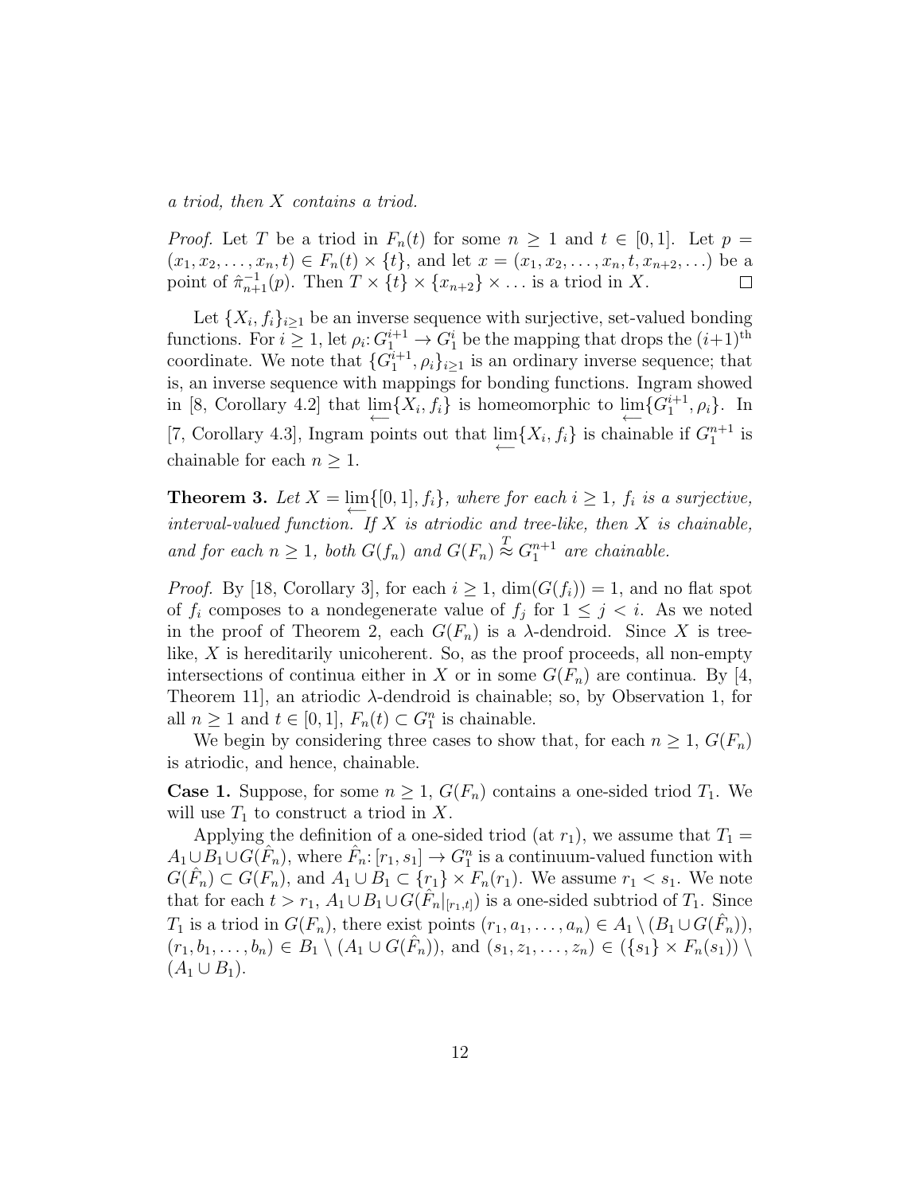*a triod, then $X$ contains a triod.*

*Proof.* Let $T$ be a triod in $F_n(t)$ for some $n \geq 1$ and $t \in [0,1]$. Let $p = (x_1, x_2, \ldots, x_n, t) \in F_n(t) \times \{t\}$, and let $x = (x_1, x_2, \ldots, x_n, t, x_{n+2}, \ldots)$ be a point of $\hat{\pi}_{n+1}^{-1}(p)$. Then $T \times \{t\} \times \{x_{n+2}\} \times \ldots$ is a triod in $X$. $\square$

Let $\{X_i, f_i\}_{i \geq 1}$ be an inverse sequence with surjective, set-valued bonding functions. For $i \geq 1$, let $\rho_i \colon G_1^{i+1} \to G_1^i$ be the mapping that drops the $(i+1)^{\text{th}}$ coordinate. We note that $\{G_1^{i+1}, \rho_i\}_{i \geq 1}$ is an ordinary inverse sequence; that is, an inverse sequence with mappings for bonding functions. Ingram showed in [8, Corollary 4.2] that $\varprojlim\{X_i, f_i\}$ is homeomorphic to $\varprojlim\{G_1^{i+1}, \rho_i\}$. In [7, Corollary 4.3], Ingram points out that $\varprojlim\{X_i, f_i\}$ is chainable if $G_1^{n+1}$ is chainable for each $n \geq 1$.

**Theorem 3.** *Let $X = \varprojlim\{[0,1], f_i\}$, where for each $i \geq 1$, $f_i$ is a surjective, interval-valued function. If $X$ is atriodic and tree-like, then $X$ is chainable, and for each $n \geq 1$, both $G(f_n)$ and $G(F_n) \overset{T}{\approx} G_1^{n+1}$ are chainable.*

*Proof.* By [18, Corollary 3], for each $i \geq 1$, $\dim(G(f_i)) = 1$, and no flat spot of $f_i$ composes to a nondegenerate value of $f_j$ for $1 \leq j < i$. As we noted in the proof of Theorem 2, each $G(F_n)$ is a $\lambda$-dendroid. Since $X$ is tree-like, $X$ is hereditarily unicoherent. So, as the proof proceeds, all non-empty intersections of continua either in $X$ or in some $G(F_n)$ are continua. By [4, Theorem 11], an atriodic $\lambda$-dendroid is chainable; so, by Observation 1, for all $n \geq 1$ and $t \in [0,1]$, $F_n(t) \subset G_1^n$ is chainable.

We begin by considering three cases to show that, for each $n \geq 1$, $G(F_n)$ is atriodic, and hence, chainable.

**Case 1.** Suppose, for some $n \geq 1$, $G(F_n)$ contains a one-sided triod $T_1$. We will use $T_1$ to construct a triod in $X$.

Applying the definition of a one-sided triod (at $r_1$), we assume that $T_1 = A_1 \cup B_1 \cup G(\hat{F}_n)$, where $\hat{F}_n \colon [r_1, s_1] \to G_1^n$ is a continuum-valued function with $G(\hat{F}_n) \subset G(F_n)$, and $A_1 \cup B_1 \subset \{r_1\} \times F_n(r_1)$. We assume $r_1 < s_1$. We note that for each $t > r_1$, $A_1 \cup B_1 \cup G(\hat{F}_n|_{[r_1,t]})$ is a one-sided subtriod of $T_1$. Since $T_1$ is a triod in $G(F_n)$, there exist points $(r_1, a_1, \ldots, a_n) \in A_1 \setminus (B_1 \cup G(\hat{F}_n))$, $(r_1, b_1, \ldots, b_n) \in B_1 \setminus (A_1 \cup G(\hat{F}_n))$, and $(s_1, z_1, \ldots, z_n) \in (\{s_1\} \times F_n(s_1)) \setminus (A_1 \cup B_1)$.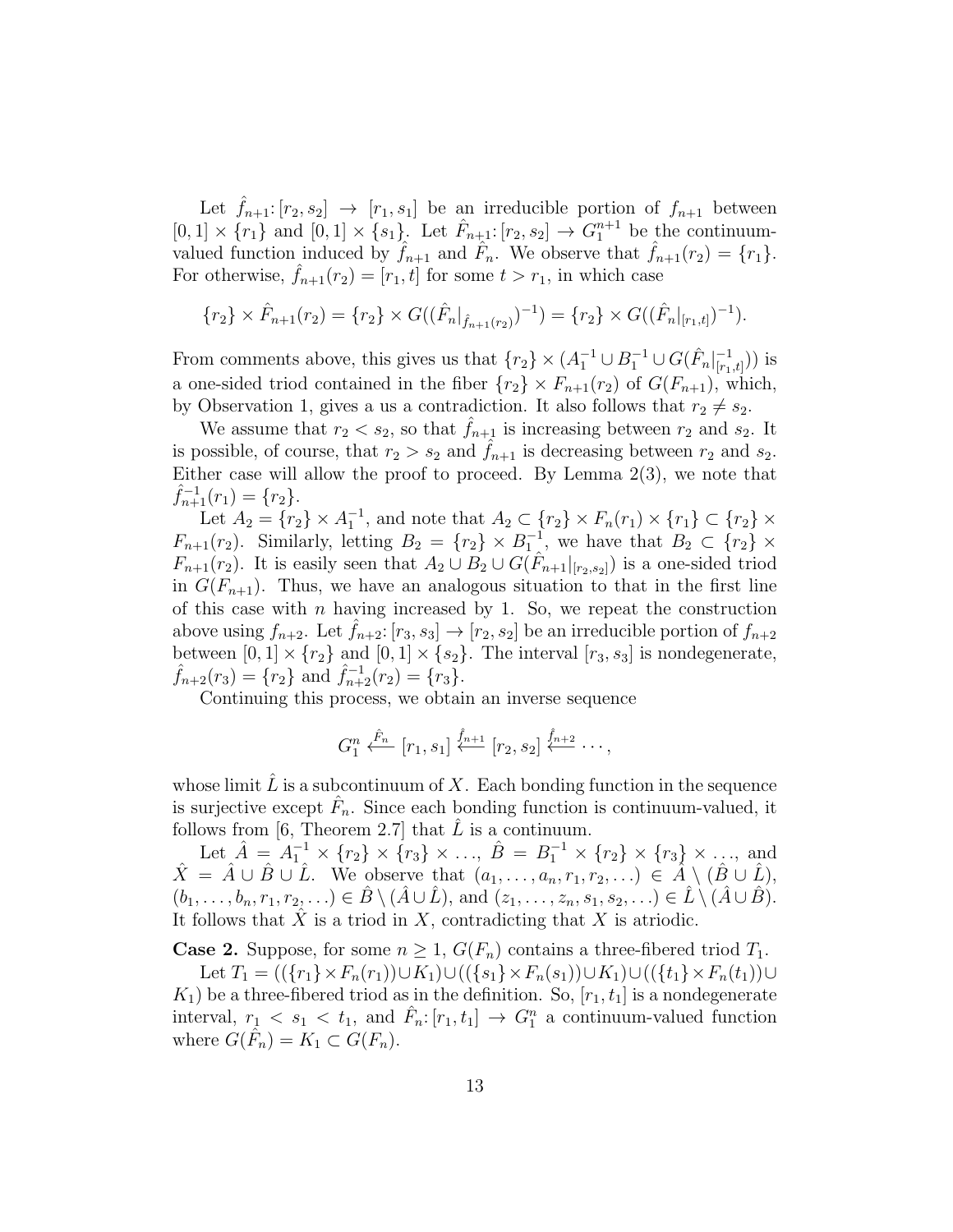Let $\hat{f}_{n+1}: [r_2, s_2] \to [r_1, s_1]$ be an irreducible portion of $f_{n+1}$ between $[0,1] \times \{r_1\}$ and $[0,1] \times \{s_1\}$. Let $\hat{F}_{n+1}: [r_2, s_2] \to G_1^{n+1}$ be the continuum-valued function induced by $\hat{f}_{n+1}$ and $\hat{F}_n$. We observe that $\hat{f}_{n+1}(r_2) = \{r_1\}$. For otherwise, $\hat{f}_{n+1}(r_2) = [r_1, t]$ for some $t > r_1$, in which case

$$\{r_2\} \times \hat{F}_{n+1}(r_2) = \{r_2\} \times G((\hat{F}_n|_{\hat{f}_{n+1}(r_2)})^{-1}) = \{r_2\} \times G((\hat{F}_n|_{[r_1,t]})^{-1}).$$

From comments above, this gives us that $\{r_2\} \times (A_1^{-1} \cup B_1^{-1} \cup G(\hat{F}_n|_{[r_1,t]}^{-1}))$ is a one-sided triod contained in the fiber $\{r_2\} \times F_{n+1}(r_2)$ of $G(F_{n+1})$, which, by Observation 1, gives a us a contradiction. It also follows that $r_2 \neq s_2$.

We assume that $r_2 < s_2$, so that $\hat{f}_{n+1}$ is increasing between $r_2$ and $s_2$. It is possible, of course, that $r_2 > s_2$ and $\hat{f}_{n+1}$ is decreasing between $r_2$ and $s_2$. Either case will allow the proof to proceed. By Lemma 2(3), we note that $\hat{f}_{n+1}^{-1}(r_1) = \{r_2\}$.

Let $A_2 = \{r_2\} \times A_1^{-1}$, and note that $A_2 \subset \{r_2\} \times F_n(r_1) \times \{r_1\} \subset \{r_2\} \times F_{n+1}(r_2)$. Similarly, letting $B_2 = \{r_2\} \times B_1^{-1}$, we have that $B_2 \subset \{r_2\} \times F_{n+1}(r_2)$. It is easily seen that $A_2 \cup B_2 \cup G(\hat{F}_{n+1}|_{[r_2,s_2]})$ is a one-sided triod in $G(F_{n+1})$. Thus, we have an analogous situation to that in the first line of this case with $n$ having increased by 1. So, we repeat the construction above using $f_{n+2}$. Let $\hat{f}_{n+2}: [r_3, s_3] \to [r_2, s_2]$ be an irreducible portion of $f_{n+2}$ between $[0,1] \times \{r_2\}$ and $[0,1] \times \{s_2\}$. The interval $[r_3, s_3]$ is nondegenerate, $\hat{f}_{n+2}(r_3) = \{r_2\}$ and $\hat{f}_{n+2}^{-1}(r_2) = \{r_3\}$.

Continuing this process, we obtain an inverse sequence

$$G_1^n \xleftarrow{\hat{F}_n} [r_1, s_1] \xleftarrow{\hat{f}_{n+1}} [r_2, s_2] \xleftarrow{\hat{f}_{n+2}} \cdots,$$

whose limit $\hat{L}$ is a subcontinuum of $X$. Each bonding function in the sequence is surjective except $\hat{F}_n$. Since each bonding function is continuum-valued, it follows from [6, Theorem 2.7] that $\hat{L}$ is a continuum.

Let $\hat{A} = A_1^{-1} \times \{r_2\} \times \{r_3\} \times \ldots$, $\hat{B} = B_1^{-1} \times \{r_2\} \times \{r_3\} \times \ldots$, and $\hat{X} = \hat{A} \cup \hat{B} \cup \hat{L}$. We observe that $(a_1, \ldots, a_n, r_1, r_2, \ldots) \in \hat{A} \setminus (\hat{B} \cup \hat{L})$, $(b_1, \ldots, b_n, r_1, r_2, \ldots) \in \hat{B} \setminus (\hat{A} \cup \hat{L})$, and $(z_1, \ldots, z_n, s_1, s_2, \ldots) \in \hat{L} \setminus (\hat{A} \cup \hat{B})$. It follows that $\hat{X}$ is a triod in $X$, contradicting that $X$ is atriodic.

**Case 2.** Suppose, for some $n \geq 1$, $G(F_n)$ contains a three-fibered triod $T_1$.

Let $T_1 = ((\{r_1\} \times F_n(r_1)) \cup K_1) \cup ((\{s_1\} \times F_n(s_1)) \cup K_1) \cup ((\{t_1\} \times F_n(t_1)) \cup K_1)$ be a three-fibered triod as in the definition. So, $[r_1, t_1]$ is a nondegenerate interval, $r_1 < s_1 < t_1$, and $\hat{F}_n: [r_1, t_1] \to G_1^n$ a continuum-valued function where $G(\hat{F}_n) = K_1 \subset G(F_n)$.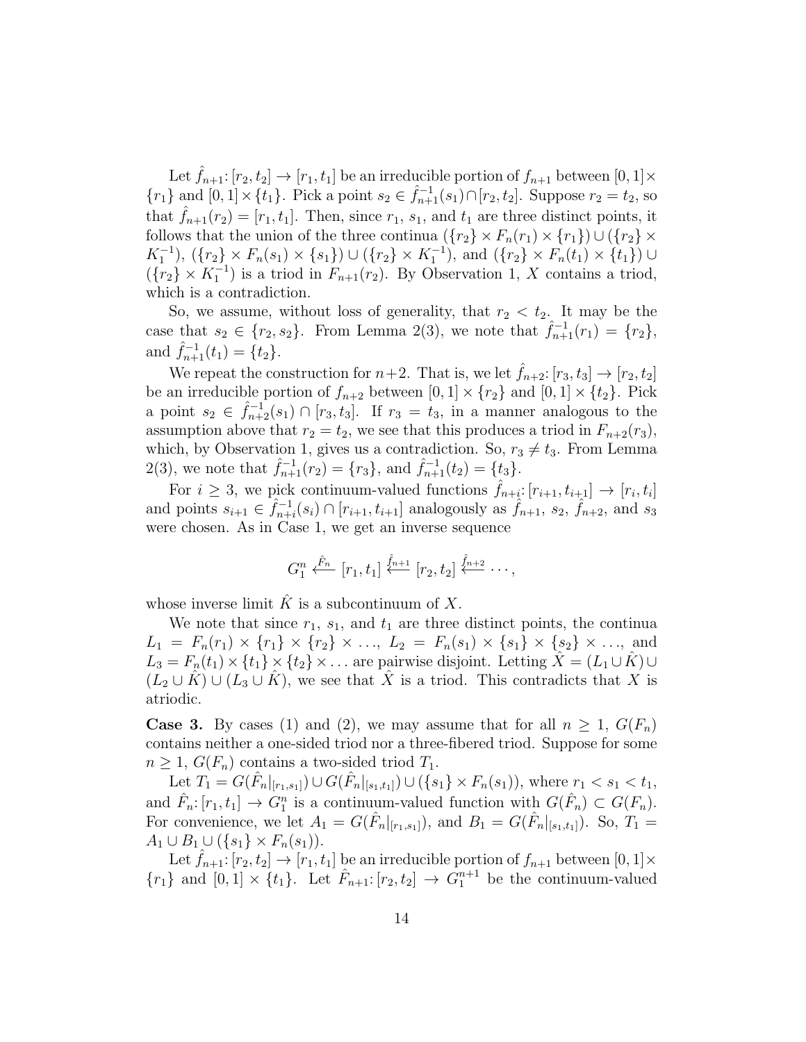Let $\hat{f}_{n+1}\colon [r_2, t_2] \to [r_1, t_1]$ be an irreducible portion of $f_{n+1}$ between $[0,1]\times\{r_1\}$ and $[0,1]\times\{t_1\}$. Pick a point $s_2 \in \hat{f}_{n+1}^{-1}(s_1)\cap[r_2, t_2]$. Suppose $r_2 = t_2$, so that $\hat{f}_{n+1}(r_2) = [r_1, t_1]$. Then, since $r_1$, $s_1$, and $t_1$ are three distinct points, it follows that the union of the three continua $(\{r_2\} \times F_n(r_1) \times \{r_1\}) \cup (\{r_2\} \times K_1^{-1})$, $(\{r_2\} \times F_n(s_1) \times \{s_1\}) \cup (\{r_2\} \times K_1^{-1})$, and $(\{r_2\} \times F_n(t_1) \times \{t_1\}) \cup (\{r_2\} \times K_1^{-1})$ is a triod in $F_{n+1}(r_2)$. By Observation 1, $X$ contains a triod, which is a contradiction.

So, we assume, without loss of generality, that $r_2 < t_2$. It may be the case that $s_2 \in \{r_2, s_2\}$. From Lemma 2(3), we note that $\hat{f}_{n+1}^{-1}(r_1) = \{r_2\}$, and $\hat{f}_{n+1}^{-1}(t_1) = \{t_2\}$.

We repeat the construction for $n+2$. That is, we let $\hat{f}_{n+2}\colon [r_3, t_3] \to [r_2, t_2]$ be an irreducible portion of $f_{n+2}$ between $[0,1]\times\{r_2\}$ and $[0,1]\times\{t_2\}$. Pick a point $s_2 \in \hat{f}_{n+2}^{-1}(s_1) \cap [r_3, t_3]$. If $r_3 = t_3$, in a manner analogous to the assumption above that $r_2 = t_2$, we see that this produces a triod in $F_{n+2}(r_3)$, which, by Observation 1, gives us a contradiction. So, $r_3 \neq t_3$. From Lemma 2(3), we note that $\hat{f}_{n+1}^{-1}(r_2) = \{r_3\}$, and $\hat{f}_{n+1}^{-1}(t_2) = \{t_3\}$.

For $i \geq 3$, we pick continuum-valued functions $\hat{f}_{n+i}\colon [r_{i+1}, t_{i+1}] \to [r_i, t_i]$ and points $s_{i+1} \in \hat{f}_{n+i}^{-1}(s_i) \cap [r_{i+1}, t_{i+1}]$ analogously as $\hat{f}_{n+1}$, $s_2$, $\hat{f}_{n+2}$, and $s_3$ were chosen. As in Case 1, we get an inverse sequence

$$G_1^n \xleftarrow{\hat{F}_n} [r_1, t_1] \xleftarrow{\hat{f}_{n+1}} [r_2, t_2] \xleftarrow{\hat{f}_{n+2}} \cdots,$$

whose inverse limit $\hat{K}$ is a subcontinuum of $X$.

We note that since $r_1$, $s_1$, and $t_1$ are three distinct points, the continua $L_1 = F_n(r_1) \times \{r_1\} \times \{r_2\} \times \ldots$, $L_2 = F_n(s_1) \times \{s_1\} \times \{s_2\} \times \ldots$, and $L_3 = F_n(t_1) \times \{t_1\} \times \{t_2\} \times \ldots$ are pairwise disjoint. Letting $\hat{X} = (L_1 \cup \hat{K}) \cup (L_2 \cup \hat{K}) \cup (L_3 \cup \hat{K})$, we see that $\hat{X}$ is a triod. This contradicts that $X$ is atriodic.

**Case 3.** By cases (1) and (2), we may assume that for all $n \geq 1$, $G(F_n)$ contains neither a one-sided triod nor a three-fibered triod. Suppose for some $n \geq 1$, $G(F_n)$ contains a two-sided triod $T_1$.

Let $T_1 = G(\hat{F}_n|_{[r_1,s_1]}) \cup G(\hat{F}_n|_{[s_1,t_1]}) \cup (\{s_1\} \times F_n(s_1))$, where $r_1 < s_1 < t_1$, and $\hat{F}_n\colon [r_1, t_1] \to G_1^n$ is a continuum-valued function with $G(\hat{F}_n) \subset G(F_n)$. For convenience, we let $A_1 = G(\hat{F}_n|_{[r_1,s_1]})$, and $B_1 = G(\hat{F}_n|_{[s_1,t_1]})$. So, $T_1 = A_1 \cup B_1 \cup (\{s_1\} \times F_n(s_1))$.

Let $\hat{f}_{n+1}\colon [r_2, t_2] \to [r_1, t_1]$ be an irreducible portion of $f_{n+1}$ between $[0,1]\times\{r_1\}$ and $[0,1] \times \{t_1\}$. Let $\hat{F}_{n+1}\colon [r_2, t_2] \to G_1^{n+1}$ be the continuum-valued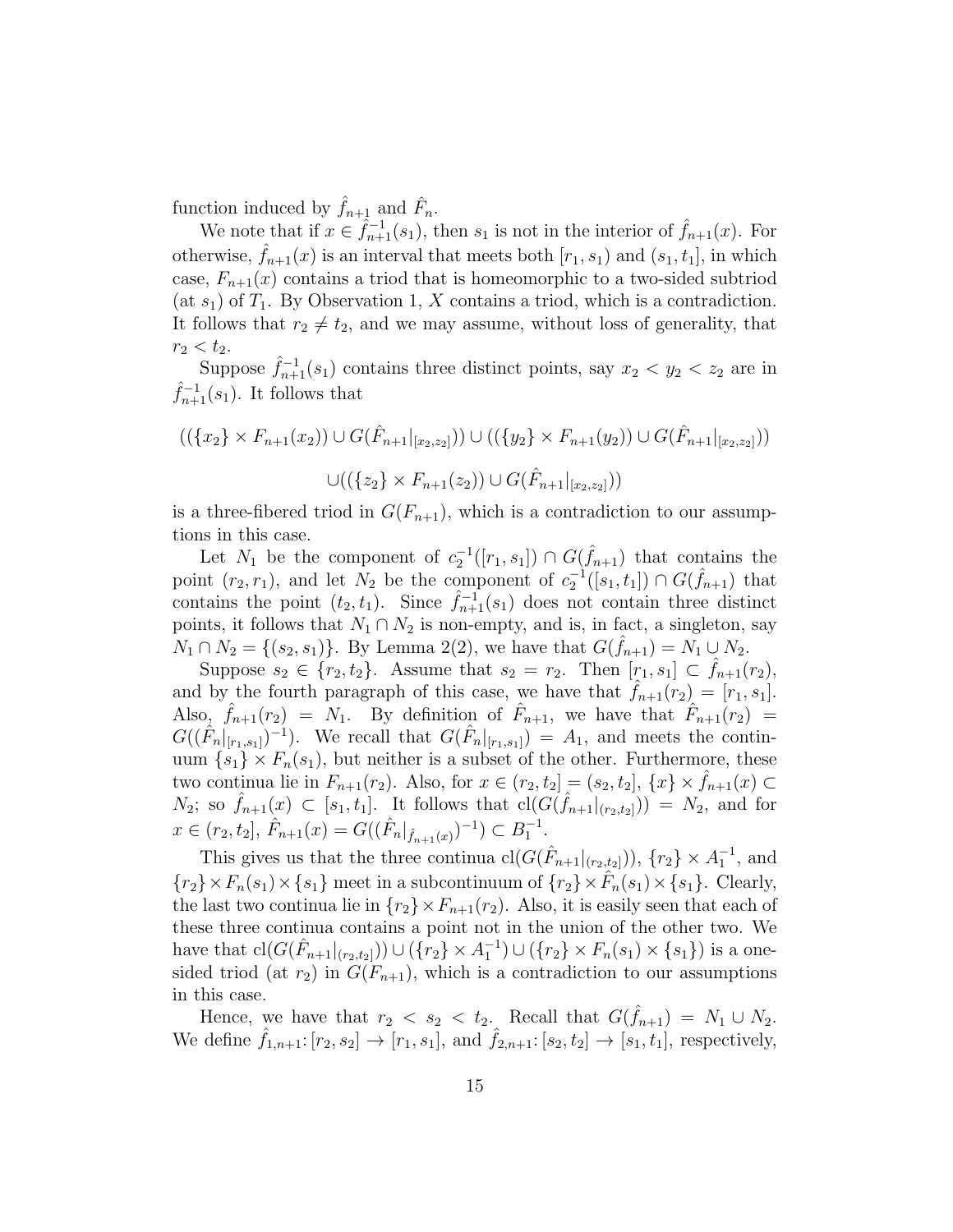function induced by $\hat{f}_{n+1}$ and $\hat{F}_n$.

We note that if $x \in \hat{f}_{n+1}^{-1}(s_1)$, then $s_1$ is not in the interior of $\hat{f}_{n+1}(x)$. For otherwise, $\hat{f}_{n+1}(x)$ is an interval that meets both $[r_1, s_1)$ and $(s_1, t_1]$, in which case, $F_{n+1}(x)$ contains a triod that is homeomorphic to a two-sided subtriod (at $s_1$) of $T_1$. By Observation 1, $X$ contains a triod, which is a contradiction. It follows that $r_2 \neq t_2$, and we may assume, without loss of generality, that $r_2 < t_2$.

Suppose $\hat{f}_{n+1}^{-1}(s_1)$ contains three distinct points, say $x_2 < y_2 < z_2$ are in $\hat{f}_{n+1}^{-1}(s_1)$. It follows that

$$((\{x_2\} \times F_{n+1}(x_2)) \cup G(\hat{F}_{n+1}|_{[x_2,z_2]})) \cup ((\{y_2\} \times F_{n+1}(y_2)) \cup G(\hat{F}_{n+1}|_{[x_2,z_2]}))$$

$$\cup((\{z_2\} \times F_{n+1}(z_2)) \cup G(\hat{F}_{n+1}|_{[x_2,z_2]}))$$

is a three-fibered triod in $G(F_{n+1})$, which is a contradiction to our assumptions in this case.

Let $N_1$ be the component of $c_2^{-1}([r_1, s_1]) \cap G(\hat{f}_{n+1})$ that contains the point $(r_2, r_1)$, and let $N_2$ be the component of $c_2^{-1}([s_1, t_1]) \cap G(\hat{f}_{n+1})$ that contains the point $(t_2, t_1)$. Since $\hat{f}_{n+1}^{-1}(s_1)$ does not contain three distinct points, it follows that $N_1 \cap N_2$ is non-empty, and is, in fact, a singleton, say $N_1 \cap N_2 = \{(s_2, s_1)\}$. By Lemma 2(2), we have that $G(\hat{f}_{n+1}) = N_1 \cup N_2$.

Suppose $s_2 \in \{r_2, t_2\}$. Assume that $s_2 = r_2$. Then $[r_1, s_1] \subset \hat{f}_{n+1}(r_2)$, and by the fourth paragraph of this case, we have that $\hat{f}_{n+1}(r_2) = [r_1, s_1]$. Also, $\hat{f}_{n+1}(r_2) = N_1$. By definition of $\hat{F}_{n+1}$, we have that $\hat{F}_{n+1}(r_2) = G((\hat{F}_n|_{[r_1,s_1]})^{-1})$. We recall that $G(\hat{F}_n|_{[r_1,s_1]}) = A_1$, and meets the continuum $\{s_1\} \times F_n(s_1)$, but neither is a subset of the other. Furthermore, these two continua lie in $F_{n+1}(r_2)$. Also, for $x \in (r_2, t_2] = (s_2, t_2]$, $\{x\} \times \hat{f}_{n+1}(x) \subset N_2$; so $\hat{f}_{n+1}(x) \subset [s_1, t_1]$. It follows that $\mathrm{cl}(G(\hat{f}_{n+1}|_{(r_2,t_2]})) = N_2$, and for $x \in (r_2, t_2]$, $\hat{F}_{n+1}(x) = G((\hat{F}_n|_{\hat{f}_{n+1}(x)})^{-1}) \subset B_1^{-1}$.

This gives us that the three continua $\mathrm{cl}(G(\hat{F}_{n+1}|_{(r_2,t_2]}))$, $\{r_2\} \times A_1^{-1}$, and $\{r_2\} \times F_n(s_1) \times \{s_1\}$ meet in a subcontinuum of $\{r_2\} \times \hat{F}_n(s_1) \times \{s_1\}$. Clearly, the last two continua lie in $\{r_2\} \times F_{n+1}(r_2)$. Also, it is easily seen that each of these three continua contains a point not in the union of the other two. We have that $\mathrm{cl}(G(\hat{F}_{n+1}|_{(r_2,t_2]})) \cup (\{r_2\} \times A_1^{-1}) \cup (\{r_2\} \times F_n(s_1) \times \{s_1\})$ is a one-sided triod (at $r_2$) in $G(F_{n+1})$, which is a contradiction to our assumptions in this case.

Hence, we have that $r_2 < s_2 < t_2$. Recall that $G(\hat{f}_{n+1}) = N_1 \cup N_2$. We define $\hat{f}_{1,n+1}\colon [r_2, s_2] \to [r_1, s_1]$, and $\hat{f}_{2,n+1}\colon [s_2, t_2] \to [s_1, t_1]$, respectively,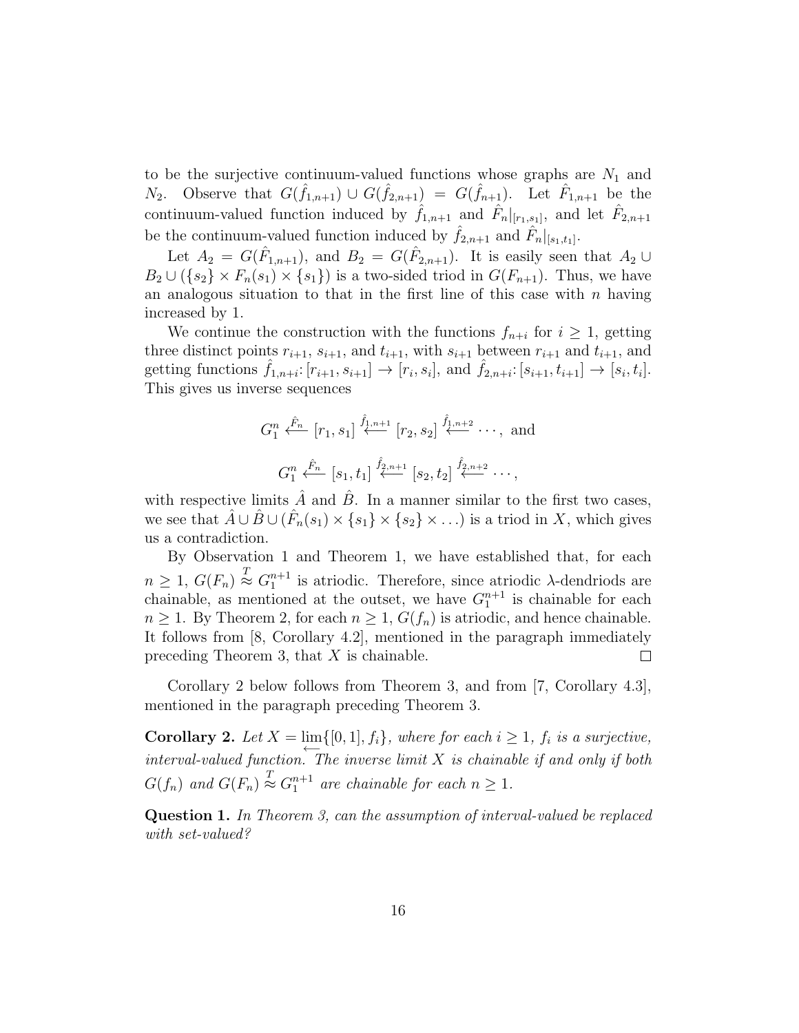to be the surjective continuum-valued functions whose graphs are $N_1$ and $N_2$. Observe that $G(\hat{f}_{1,n+1}) \cup G(\hat{f}_{2,n+1}) = G(\hat{f}_{n+1})$. Let $\hat{F}_{1,n+1}$ be the continuum-valued function induced by $\hat{f}_{1,n+1}$ and $\hat{F}_n|_{[r_1,s_1]}$, and let $\hat{F}_{2,n+1}$ be the continuum-valued function induced by $\hat{f}_{2,n+1}$ and $\hat{F}_n|_{[s_1,t_1]}$.

Let $A_2 = G(\hat{F}_{1,n+1})$, and $B_2 = G(\hat{F}_{2,n+1})$. It is easily seen that $A_2 \cup B_2 \cup (\{s_2\} \times F_n(s_1) \times \{s_1\})$ is a two-sided triod in $G(F_{n+1})$. Thus, we have an analogous situation to that in the first line of this case with $n$ having increased by 1.

We continue the construction with the functions $f_{n+i}$ for $i \geq 1$, getting three distinct points $r_{i+1}$, $s_{i+1}$, and $t_{i+1}$, with $s_{i+1}$ between $r_{i+1}$ and $t_{i+1}$, and getting functions $\hat{f}_{1,n+i} \colon [r_{i+1}, s_{i+1}] \to [r_i, s_i]$, and $\hat{f}_{2,n+i} \colon [s_{i+1}, t_{i+1}] \to [s_i, t_i]$. This gives us inverse sequences

$$G_1^n \xleftarrow{\hat{F}_n} [r_1, s_1] \xleftarrow{\hat{f}_{1,n+1}} [r_2, s_2] \xleftarrow{\hat{f}_{1,n+2}} \cdots, \text{ and}$$

$$G_1^n \xleftarrow{\hat{F}_n} [s_1, t_1] \xleftarrow{\hat{f}_{2,n+1}} [s_2, t_2] \xleftarrow{\hat{f}_{2,n+2}} \cdots,$$

with respective limits $\hat{A}$ and $\hat{B}$. In a manner similar to the first two cases, we see that $\hat{A} \cup \hat{B} \cup (\hat{F}_n(s_1) \times \{s_1\} \times \{s_2\} \times \ldots)$ is a triod in $X$, which gives us a contradiction.

By Observation 1 and Theorem 1, we have established that, for each $n \geq 1$, $G(F_n) \overset{T}{\approx} G_1^{n+1}$ is atriodic. Therefore, since atriodic $\lambda$-dendriods are chainable, as mentioned at the outset, we have $G_1^{n+1}$ is chainable for each $n \geq 1$. By Theorem 2, for each $n \geq 1$, $G(f_n)$ is atriodic, and hence chainable. It follows from [8, Corollary 4.2], mentioned in the paragraph immediately preceding Theorem 3, that $X$ is chainable. □

Corollary 2 below follows from Theorem 3, and from [7, Corollary 4.3], mentioned in the paragraph preceding Theorem 3.

**Corollary 2.** *Let $X = \varprojlim\{[0,1], f_i\}$, where for each $i \geq 1$, $f_i$ is a surjective, interval-valued function. The inverse limit $X$ is chainable if and only if both $G(f_n)$ and $G(F_n) \overset{T}{\approx} G_1^{n+1}$ are chainable for each $n \geq 1$.*

**Question 1.** *In Theorem 3, can the assumption of interval-valued be replaced with set-valued?*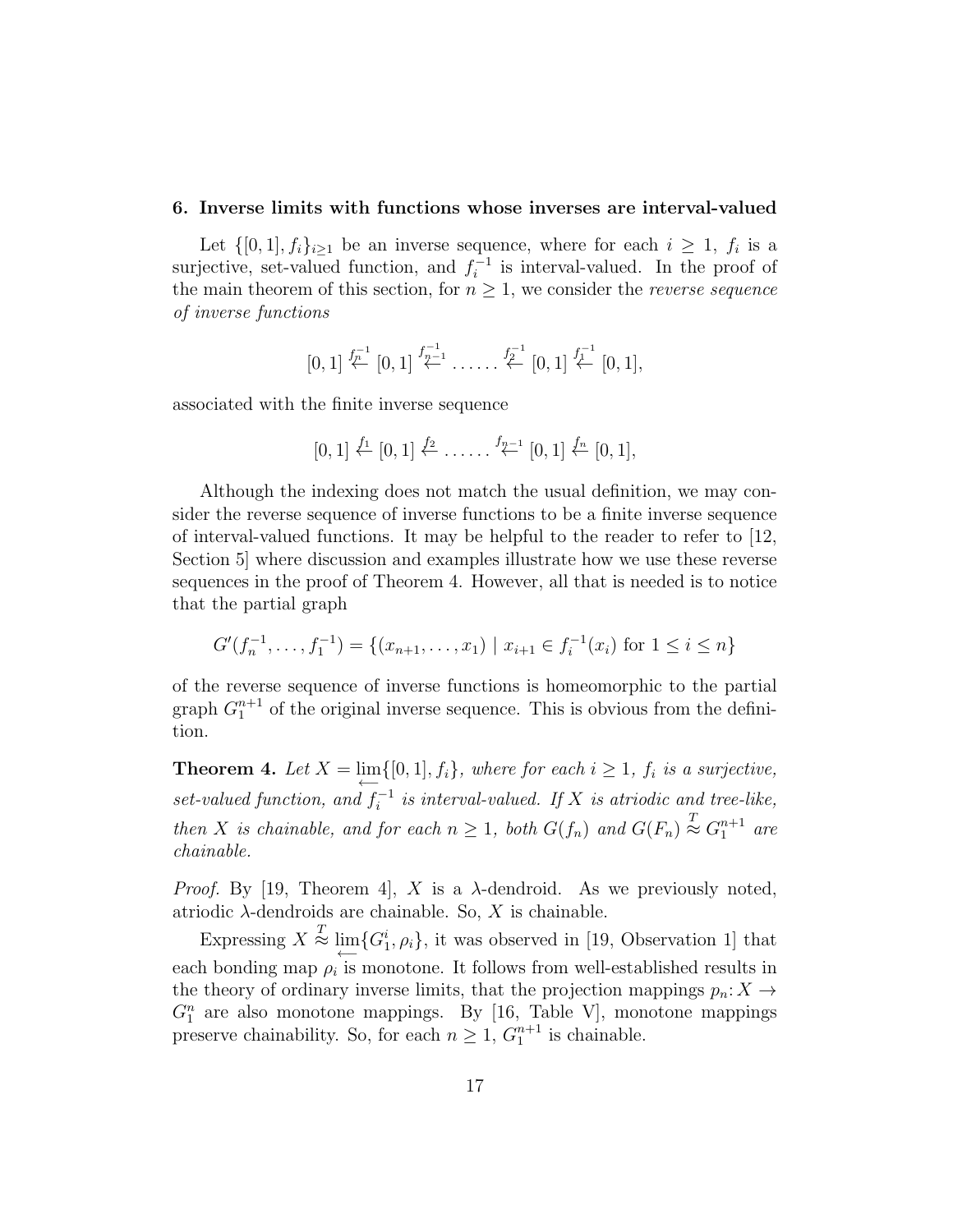### 6. Inverse limits with functions whose inverses are interval-valued

Let $\{[0,1], f_i\}_{i\geq 1}$ be an inverse sequence, where for each $i \geq 1$, $f_i$ is a surjective, set-valued function, and $f_i^{-1}$ is interval-valued. In the proof of the main theorem of this section, for $n \geq 1$, we consider the *reverse sequence of inverse functions*

$$[0,1] \overset{f_n^{-1}}{\leftarrow} [0,1] \overset{f_{n-1}^{-1}}{\leftarrow} \ldots\ldots \overset{f_2^{-1}}{\leftarrow} [0,1] \overset{f_1^{-1}}{\leftarrow} [0,1],$$

associated with the finite inverse sequence

$$[0,1] \overset{f_1}{\leftarrow} [0,1] \overset{f_2}{\leftarrow} \ldots\ldots \overset{f_{n-1}}{\leftarrow} [0,1] \overset{f_n}{\leftarrow} [0,1],$$

Although the indexing does not match the usual definition, we may consider the reverse sequence of inverse functions to be a finite inverse sequence of interval-valued functions. It may be helpful to the reader to refer to [12, Section 5] where discussion and examples illustrate how we use these reverse sequences in the proof of Theorem 4. However, all that is needed is to notice that the partial graph

$$G'(f_n^{-1}, \ldots, f_1^{-1}) = \{(x_{n+1}, \ldots, x_1) \mid x_{i+1} \in f_i^{-1}(x_i) \text{ for } 1 \leq i \leq n\}$$

of the reverse sequence of inverse functions is homeomorphic to the partial graph $G_1^{n+1}$ of the original inverse sequence. This is obvious from the definition.

**Theorem 4.** *Let $X = \varprojlim\{[0,1], f_i\}$, where for each $i \geq 1$, $f_i$ is a surjective, set-valued function, and $f_i^{-1}$ is interval-valued. If $X$ is atriodic and tree-like, then $X$ is chainable, and for each $n \geq 1$, both $G(f_n)$ and $G(F_n) \overset{T}{\approx} G_1^{n+1}$ are chainable.*

*Proof.* By [19, Theorem 4], $X$ is a $\lambda$-dendroid. As we previously noted, atriodic $\lambda$-dendroids are chainable. So, $X$ is chainable.

Expressing $X \overset{T}{\approx} \varprojlim\{G_1^i, \rho_i\}$, it was observed in [19, Observation 1] that each bonding map $\rho_i$ is monotone. It follows from well-established results in the theory of ordinary inverse limits, that the projection mappings $p_n : X \to G_1^n$ are also monotone mappings. By [16, Table V], monotone mappings preserve chainability. So, for each $n \geq 1$, $G_1^{n+1}$ is chainable.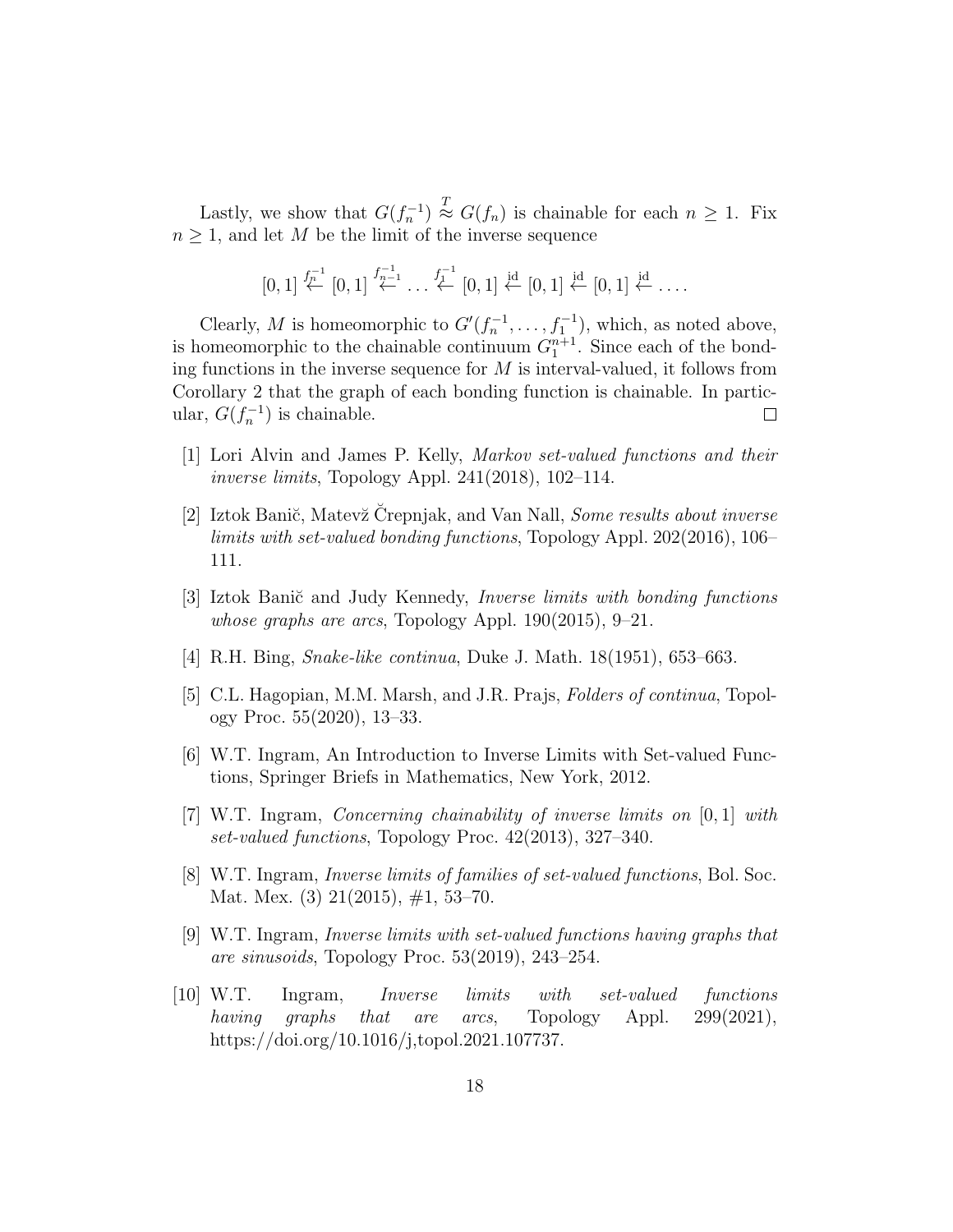Lastly, we show that $G(f_n^{-1}) \overset{T}{\approx} G(f_n)$ is chainable for each $n \geq 1$. Fix $n \geq 1$, and let $M$ be the limit of the inverse sequence

$$[0,1] \overset{f_n^{-1}}{\leftarrow} [0,1] \overset{f_{n-1}^{-1}}{\leftarrow} \ldots \overset{f_1^{-1}}{\leftarrow} [0,1] \overset{\text{id}}{\leftarrow} [0,1] \overset{\text{id}}{\leftarrow} [0,1] \overset{\text{id}}{\leftarrow} \ldots.$$

Clearly, $M$ is homeomorphic to $G'(f_n^{-1}, \ldots, f_1^{-1})$, which, as noted above, is homeomorphic to the chainable continuum $G_1^{n+1}$. Since each of the bonding functions in the inverse sequence for $M$ is interval-valued, it follows from Corollary 2 that the graph of each bonding function is chainable. In particular, $G(f_n^{-1})$ is chainable. $\square$

[1] Lori Alvin and James P. Kelly, *Markov set-valued functions and their inverse limits*, Topology Appl. 241(2018), 102–114.

[2] Iztok Banič, Matevž Črepnjak, and Van Nall, *Some results about inverse limits with set-valued bonding functions*, Topology Appl. 202(2016), 106–111.

[3] Iztok Banič and Judy Kennedy, *Inverse limits with bonding functions whose graphs are arcs*, Topology Appl. 190(2015), 9–21.

[4] R.H. Bing, *Snake-like continua*, Duke J. Math. 18(1951), 653–663.

[5] C.L. Hagopian, M.M. Marsh, and J.R. Prajs, *Folders of continua*, Topology Proc. 55(2020), 13–33.

[6] W.T. Ingram, An Introduction to Inverse Limits with Set-valued Functions, Springer Briefs in Mathematics, New York, 2012.

[7] W.T. Ingram, *Concerning chainability of inverse limits on* $[0,1]$ *with set-valued functions*, Topology Proc. 42(2013), 327–340.

[8] W.T. Ingram, *Inverse limits of families of set-valued functions*, Bol. Soc. Mat. Mex. (3) 21(2015), #1, 53–70.

[9] W.T. Ingram, *Inverse limits with set-valued functions having graphs that are sinusoids*, Topology Proc. 53(2019), 243–254.

[10] W.T. Ingram, *Inverse limits with set-valued functions having graphs that are arcs*, Topology Appl. 299(2021), https://doi.org/10.1016/j,topol.2021.107737.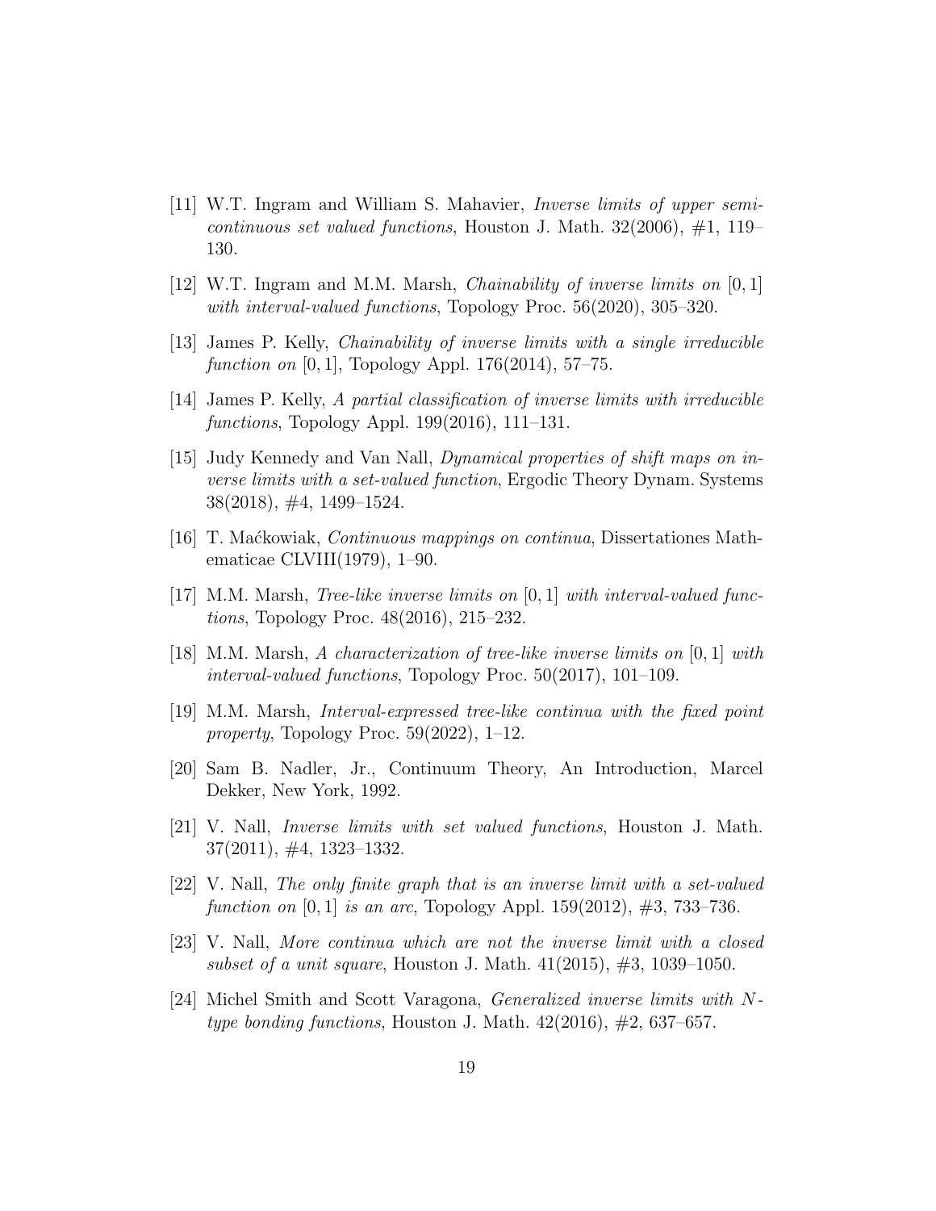[11] W.T. Ingram and William S. Mahavier, *Inverse limits of upper semi-continuous set valued functions*, Houston J. Math. 32(2006), #1, 119–130.

[12] W.T. Ingram and M.M. Marsh, *Chainability of inverse limits on* $[0, 1]$ *with interval-valued functions*, Topology Proc. 56(2020), 305–320.

[13] James P. Kelly, *Chainability of inverse limits with a single irreducible function on* $[0, 1]$, Topology Appl. 176(2014), 57–75.

[14] James P. Kelly, *A partial classification of inverse limits with irreducible functions*, Topology Appl. 199(2016), 111–131.

[15] Judy Kennedy and Van Nall, *Dynamical properties of shift maps on inverse limits with a set-valued function*, Ergodic Theory Dynam. Systems 38(2018), #4, 1499–1524.

[16] T. Maćkowiak, *Continuous mappings on continua*, Dissertationes Mathematicae CLVIII(1979), 1–90.

[17] M.M. Marsh, *Tree-like inverse limits on* $[0, 1]$ *with interval-valued functions*, Topology Proc. 48(2016), 215–232.

[18] M.M. Marsh, *A characterization of tree-like inverse limits on* $[0, 1]$ *with interval-valued functions*, Topology Proc. 50(2017), 101–109.

[19] M.M. Marsh, *Interval-expressed tree-like continua with the fixed point property*, Topology Proc. 59(2022), 1–12.

[20] Sam B. Nadler, Jr., Continuum Theory, An Introduction, Marcel Dekker, New York, 1992.

[21] V. Nall, *Inverse limits with set valued functions*, Houston J. Math. 37(2011), #4, 1323–1332.

[22] V. Nall, *The only finite graph that is an inverse limit with a set-valued function on* $[0, 1]$ *is an arc*, Topology Appl. 159(2012), #3, 733–736.

[23] V. Nall, *More continua which are not the inverse limit with a closed subset of a unit square*, Houston J. Math. 41(2015), #3, 1039–1050.

[24] Michel Smith and Scott Varagona, *Generalized inverse limits with $N$-type bonding functions*, Houston J. Math. 42(2016), #2, 637–657.